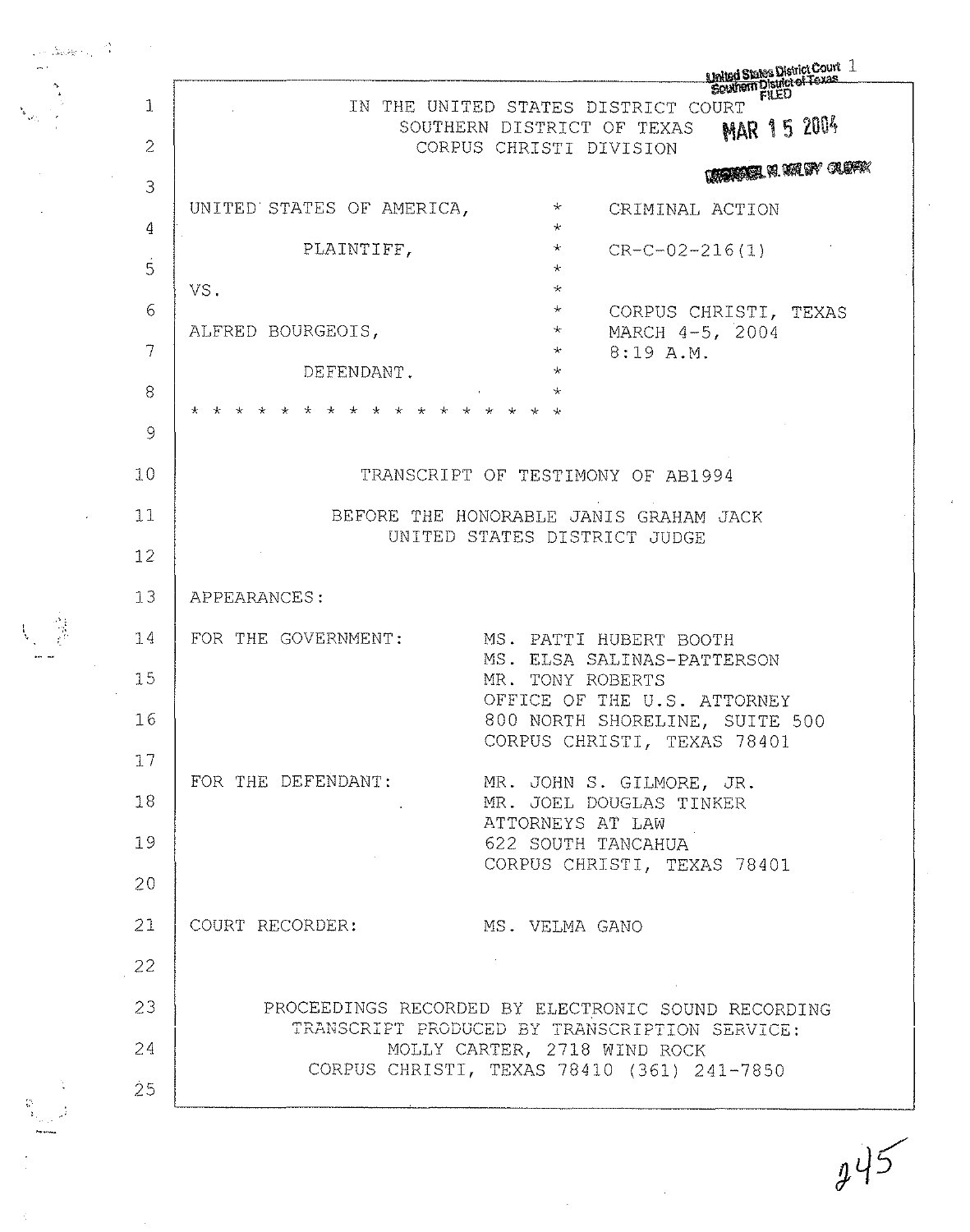United States District Court
Southern District of Texas
FILED

MAR 15 2004

MICHAEL N. MILBY, CLERK

IN THE UNITED STATES DISTRICT COURT
SOUTHERN DISTRICT OF TEXAS
CORPUS CHRISTI DIVISION

| | | |
|---|---|---|
| UNITED STATES OF AMERICA, | * | CRIMINAL ACTION |
| PLAINTIFF, | * | CR-C-02-216(1) |
| VS. | * | |
| ALFRED BOURGEOIS, | * | CORPUS CHRISTI, TEXAS<br>MARCH 4-5, 2004<br>8:19 A.M. |
| DEFENDANT. | * | |

\* \* \* \* \* \* \* \* \* \* \* \* \* \* \* \* \* \*

TRANSCRIPT OF TESTIMONY OF AB1994

BEFORE THE HONORABLE JANIS GRAHAM JACK
UNITED STATES DISTRICT JUDGE

APPEARANCES:

FOR THE GOVERNMENT:
MS. PATTI HUBERT BOOTH
MS. ELSA SALINAS-PATTERSON
MR. TONY ROBERTS
OFFICE OF THE U.S. ATTORNEY
800 NORTH SHORELINE, SUITE 500
CORPUS CHRISTI, TEXAS 78401

FOR THE DEFENDANT:
MR. JOHN S. GILMORE, JR.
MR. JOEL DOUGLAS TINKER
ATTORNEYS AT LAW
622 SOUTH TANCAHUA
CORPUS CHRISTI, TEXAS 78401

COURT RECORDER: MS. VELMA GANO

PROCEEDINGS RECORDED BY ELECTRONIC SOUND RECORDING
TRANSCRIPT PRODUCED BY TRANSCRIPTION SERVICE:
MOLLY CARTER, 2718 WIND ROCK
CORPUS CHRISTI, TEXAS 78410 (361) 241-7850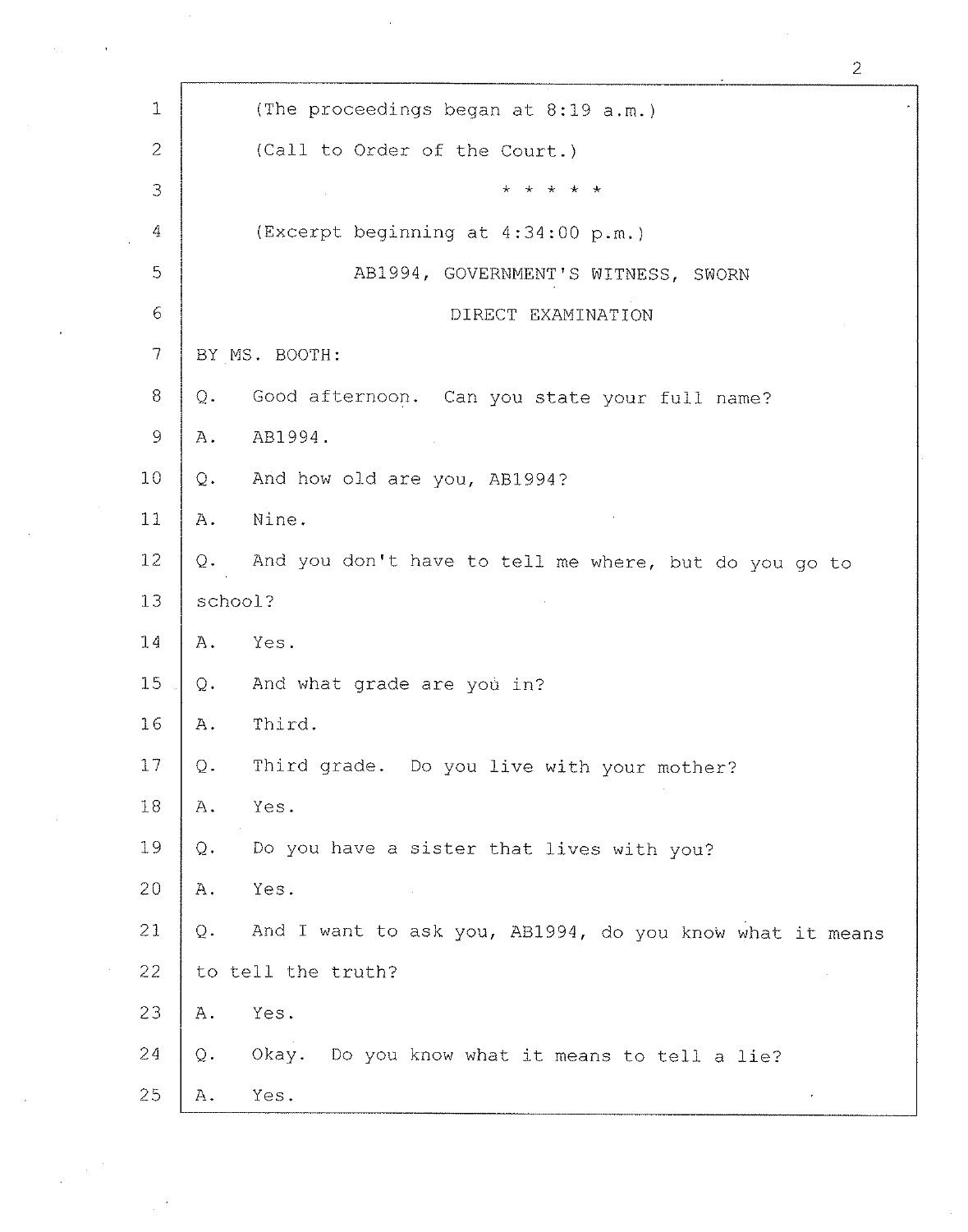(The proceedings began at 8:19 a.m.)

(Call to Order of the Court.)

\* \* \* \* \*

(Excerpt beginning at 4:34:00 p.m.)

AB1994, GOVERNMENT'S WITNESS, SWORN

DIRECT EXAMINATION

BY MS. BOOTH:

Q. Good afternoon. Can you state your full name?

A. AB1994.

Q. And how old are you, AB1994?

A. Nine.

Q. And you don't have to tell me where, but do you go to school?

A. Yes.

Q. And what grade are you in?

A. Third.

Q. Third grade. Do you live with your mother?

A. Yes.

Q. Do you have a sister that lives with you?

A. Yes.

Q. And I want to ask you, AB1994, do you know what it means to tell the truth?

A. Yes.

Q. Okay. Do you know what it means to tell a lie?

A. Yes.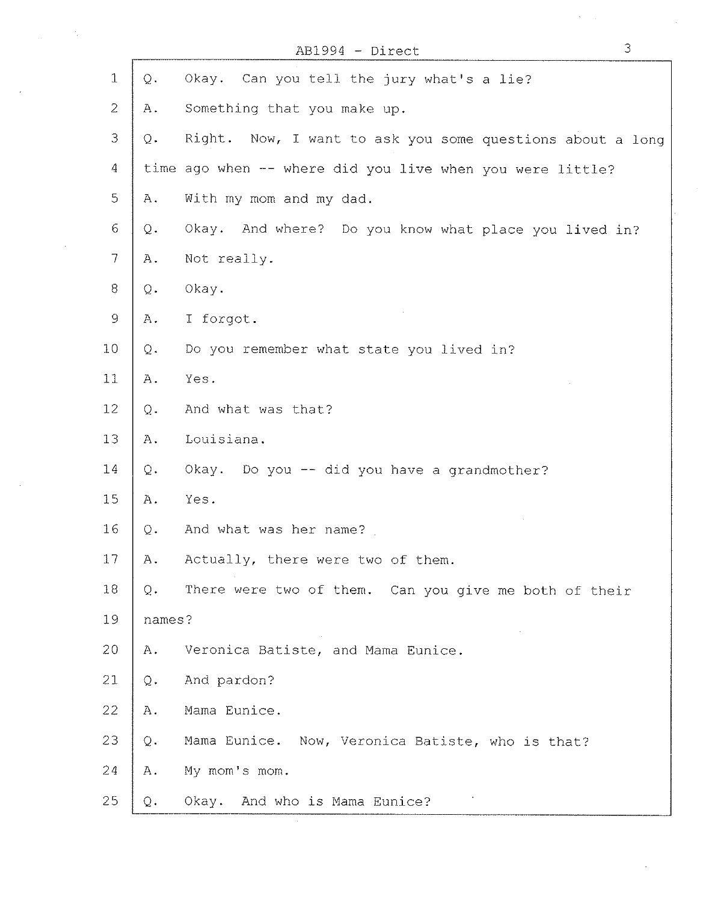Q. Okay. Can you tell the jury what's a lie?

A. Something that you make up.

Q. Right. Now, I want to ask you some questions about a long time ago when -- where did you live when you were little?

A. With my mom and my dad.

Q. Okay. And where? Do you know what place you lived in?

A. Not really.

Q. Okay.

A. I forgot.

Q. Do you remember what state you lived in?

A. Yes.

Q. And what was that?

A. Louisiana.

Q. Okay. Do you -- did you have a grandmother?

A. Yes.

Q. And what was her name?

A. Actually, there were two of them.

Q. There were two of them. Can you give me both of their names?

A. Veronica Batiste, and Mama Eunice.

Q. And pardon?

A. Mama Eunice.

Q. Mama Eunice. Now, Veronica Batiste, who is that?

A. My mom's mom.

Q. Okay. And who is Mama Eunice?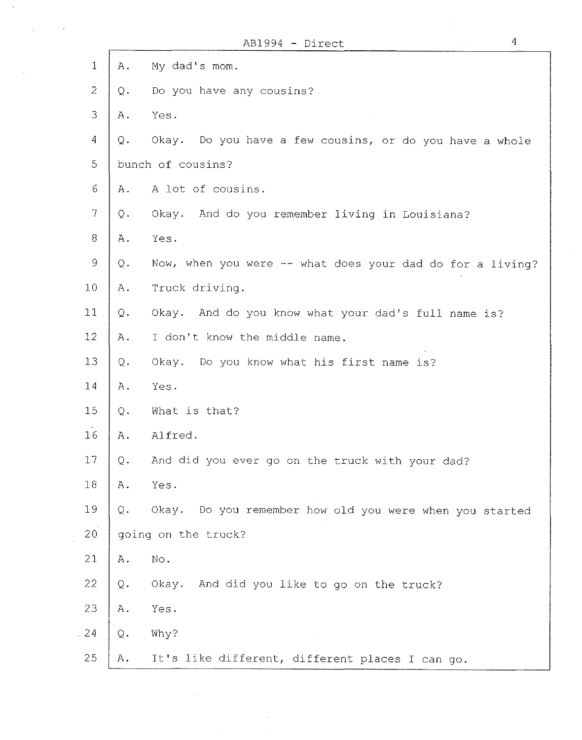1 A. My dad's mom.

2 Q. Do you have any cousins?

3 A. Yes.

4 Q. Okay. Do you have a few cousins, or do you have a whole

5 bunch of cousins?

6 A. A lot of cousins.

7 Q. Okay. And do you remember living in Louisiana?

8 A. Yes.

9 Q. Now, when you were -- what does your dad do for a living?

10 A. Truck driving.

11 Q. Okay. And do you know what your dad's full name is?

12 A. I don't know the middle name.

13 Q. Okay. Do you know what his first name is?

14 A. Yes.

15 Q. What is that?

16 A. Alfred.

17 Q. And did you ever go on the truck with your dad?

18 A. Yes.

19 Q. Okay. Do you remember how old you were when you started

20 going on the truck?

21 A. No.

22 Q. Okay. And did you like to go on the truck?

23 A. Yes.

24 Q. Why?

25 A. It's like different, different places I can go.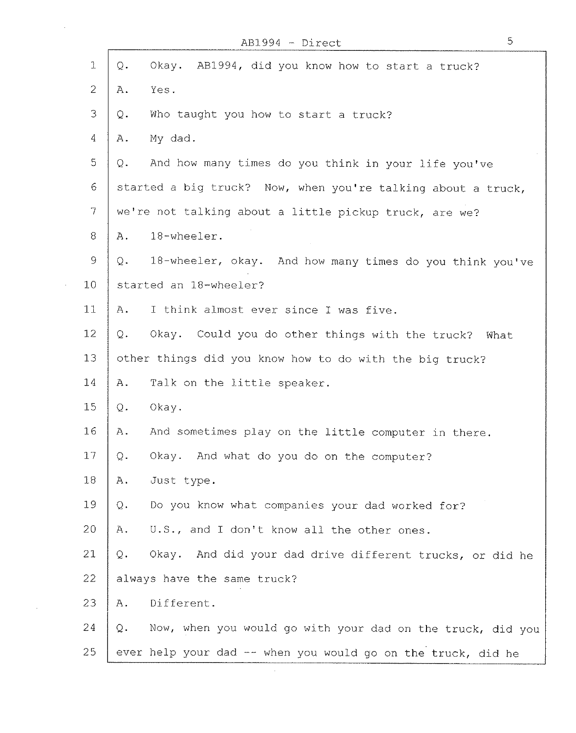1 Q. Okay. AB1994, did you know how to start a truck?

2 A. Yes.

3 Q. Who taught you how to start a truck?

4 A. My dad.

5 Q. And how many times do you think in your life you've

6 started a big truck? Now, when you're talking about a truck,

7 we're not talking about a little pickup truck, are we?

8 A. 18-wheeler.

9 Q. 18-wheeler, okay. And how many times do you think you've

10 started an 18-wheeler?

11 A. I think almost ever since I was five.

12 Q. Okay. Could you do other things with the truck? What

13 other things did you know how to do with the big truck?

14 A. Talk on the little speaker.

15 Q. Okay.

16 A. And sometimes play on the little computer in there.

17 Q. Okay. And what do you do on the computer?

18 A. Just type.

19 Q. Do you know what companies your dad worked for?

20 A. U.S., and I don't know all the other ones.

21 Q. Okay. And did your dad drive different trucks, or did he

22 always have the same truck?

23 A. Different.

24 Q. Now, when you would go with your dad on the truck, did you

25 ever help your dad -- when you would go on the truck, did he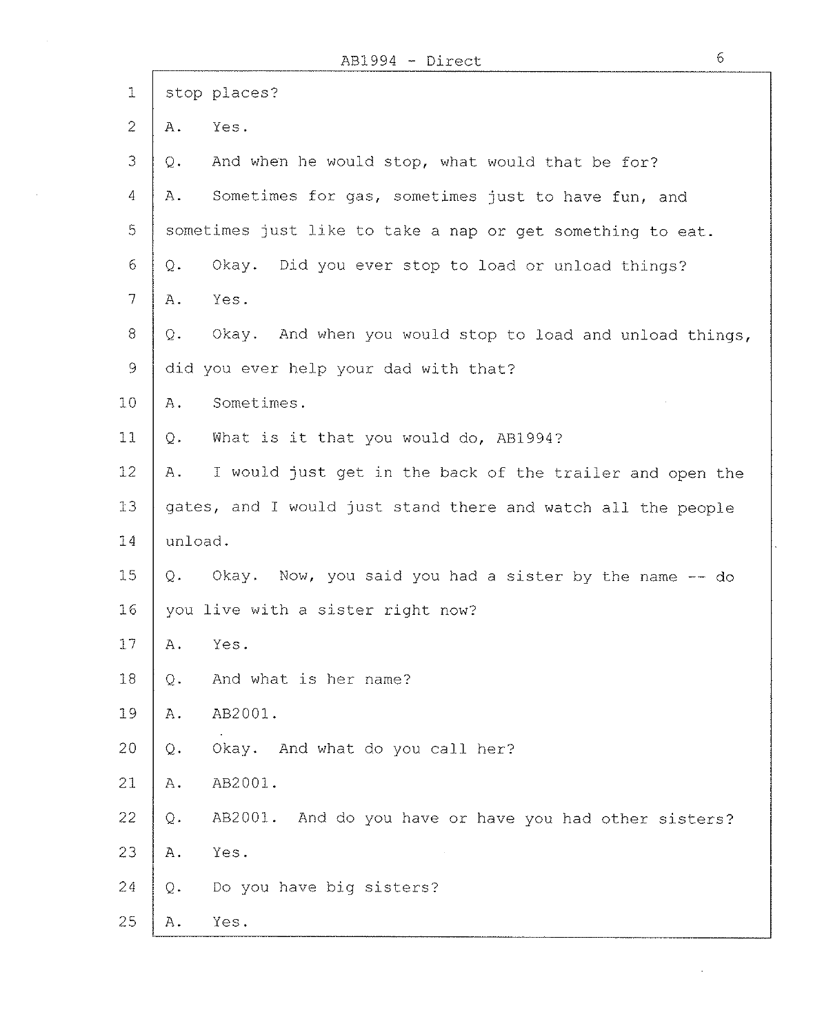stop places?

A. Yes.

Q. And when he would stop, what would that be for?

A. Sometimes for gas, sometimes just to have fun, and sometimes just like to take a nap or get something to eat.

Q. Okay. Did you ever stop to load or unload things?

A. Yes.

Q. Okay. And when you would stop to load and unload things, did you ever help your dad with that?

A. Sometimes.

Q. What is it that you would do, AB1994?

A. I would just get in the back of the trailer and open the gates, and I would just stand there and watch all the people unload.

Q. Okay. Now, you said you had a sister by the name -- do you live with a sister right now?

A. Yes.

Q. And what is her name?

A. AB2001.

Q. Okay. And what do you call her?

A. AB2001.

Q. AB2001. And do you have or have you had other sisters?

A. Yes.

Q. Do you have big sisters?

A. Yes.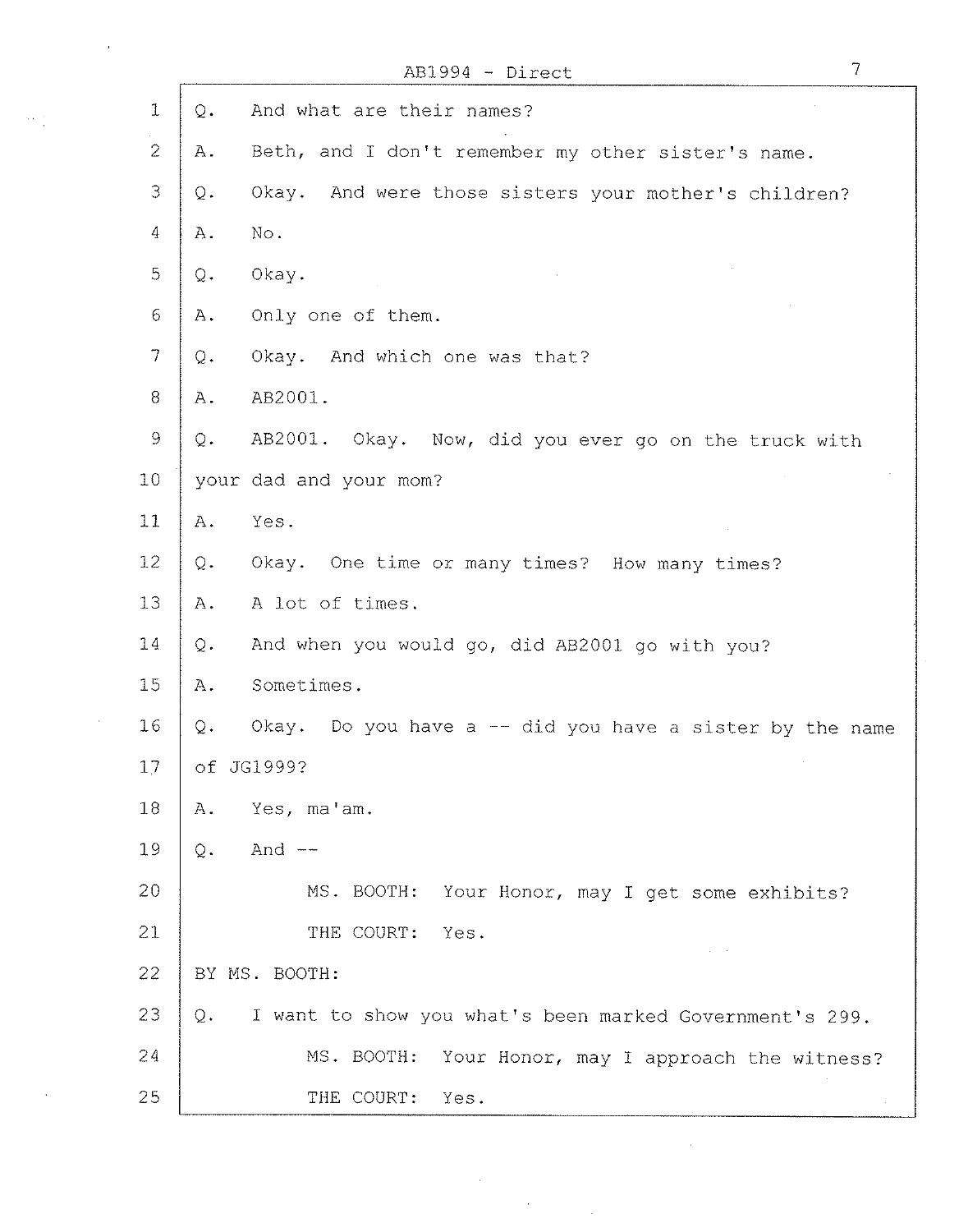Q. And what are their names?

A. Beth, and I don't remember my other sister's name.

Q. Okay. And were those sisters your mother's children?

A. No.

Q. Okay.

A. Only one of them.

Q. Okay. And which one was that?

A. AB2001.

Q. AB2001. Okay. Now, did you ever go on the truck with your dad and your mom?

A. Yes.

Q. Okay. One time or many times? How many times?

A. A lot of times.

Q. And when you would go, did AB2001 go with you?

A. Sometimes.

Q. Okay. Do you have a -- did you have a sister by the name of JG1999?

A. Yes, ma'am.

Q. And --

MS. BOOTH: Your Honor, may I get some exhibits?

THE COURT: Yes.

BY MS. BOOTH:

Q. I want to show you what's been marked Government's 299.

MS. BOOTH: Your Honor, may I approach the witness?

THE COURT: Yes.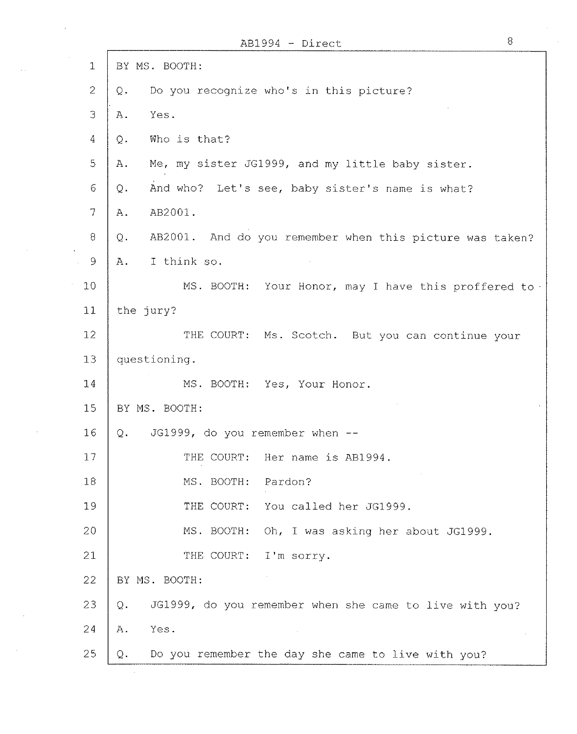1 BY MS. BOOTH:

2 Q. Do you recognize who's in this picture?

3 A. Yes.

4 Q. Who is that?

5 A. Me, my sister JG1999, and my little baby sister.

6 Q. And who? Let's see, baby sister's name is what?

7 A. AB2001.

8 Q. AB2001. And do you remember when this picture was taken?

9 A. I think so.

10 MS. BOOTH: Your Honor, may I have this proffered to

11 the jury?

12 THE COURT: Ms. Scotch. But you can continue your

13 questioning.

14 MS. BOOTH: Yes, Your Honor.

15 BY MS. BOOTH:

16 Q. JG1999, do you remember when --

17 THE COURT: Her name is AB1994.

18 MS. BOOTH: Pardon?

19 THE COURT: You called her JG1999.

20 MS. BOOTH: Oh, I was asking her about JG1999.

21 THE COURT: I'm sorry.

22 BY MS. BOOTH:

23 Q. JG1999, do you remember when she came to live with you?

24 A. Yes.

25 Q. Do you remember the day she came to live with you?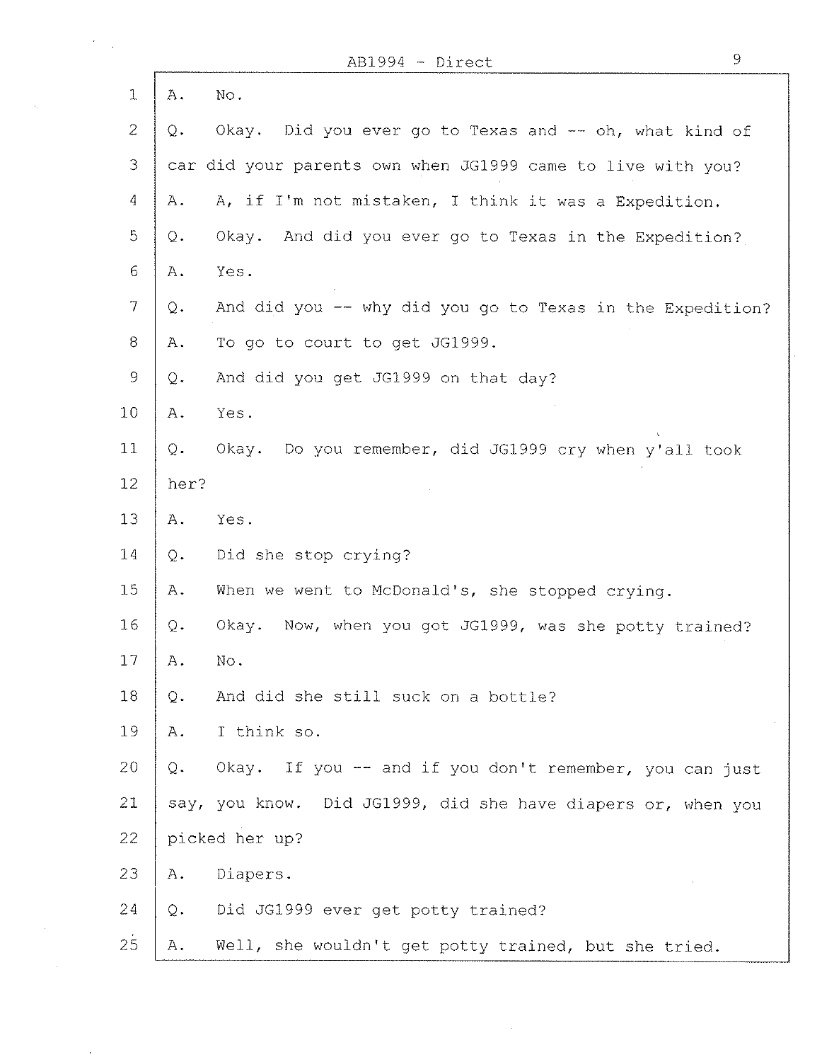1 A. No.

2 Q. Okay. Did you ever go to Texas and -- oh, what kind of

3 car did your parents own when JG1999 came to live with you?

4 A. A, if I'm not mistaken, I think it was a Expedition.

5 Q. Okay. And did you ever go to Texas in the Expedition?

6 A. Yes.

7 Q. And did you -- why did you go to Texas in the Expedition?

8 A. To go to court to get JG1999.

9 Q. And did you get JG1999 on that day?

10 A. Yes.

11 Q. Okay. Do you remember, did JG1999 cry when y'all took

12 her?

13 A. Yes.

14 Q. Did she stop crying?

15 A. When we went to McDonald's, she stopped crying.

16 Q. Okay. Now, when you got JG1999, was she potty trained?

17 A. No.

18 Q. And did she still suck on a bottle?

19 A. I think so.

20 Q. Okay. If you -- and if you don't remember, you can just

21 say, you know. Did JG1999, did she have diapers or, when you

22 picked her up?

23 A. Diapers.

24 Q. Did JG1999 ever get potty trained?

25 A. Well, she wouldn't get potty trained, but she tried.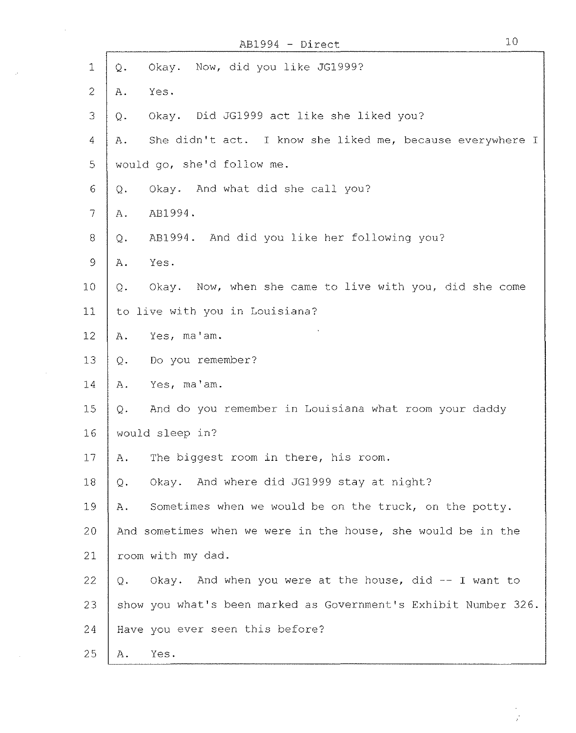AB1994 - Direct

1 Q. Okay. Now, did you like JG1999?

2 A. Yes.

3 Q. Okay. Did JG1999 act like she liked you?

4 A. She didn't act. I know she liked me, because everywhere I

5 would go, she'd follow me.

6 Q. Okay. And what did she call you?

7 A. AB1994.

8 Q. AB1994. And did you like her following you?

9 A. Yes.

10 Q. Okay. Now, when she came to live with you, did she come

11 to live with you in Louisiana?

12 A. Yes, ma'am.

13 Q. Do you remember?

14 A. Yes, ma'am.

15 Q. And do you remember in Louisiana what room your daddy

16 would sleep in?

17 A. The biggest room in there, his room.

18 Q. Okay. And where did JG1999 stay at night?

19 A. Sometimes when we would be on the truck, on the potty.

20 And sometimes when we were in the house, she would be in the

21 room with my dad.

22 Q. Okay. And when you were at the house, did -- I want to

23 show you what's been marked as Government's Exhibit Number 326.

24 Have you ever seen this before?

25 A. Yes.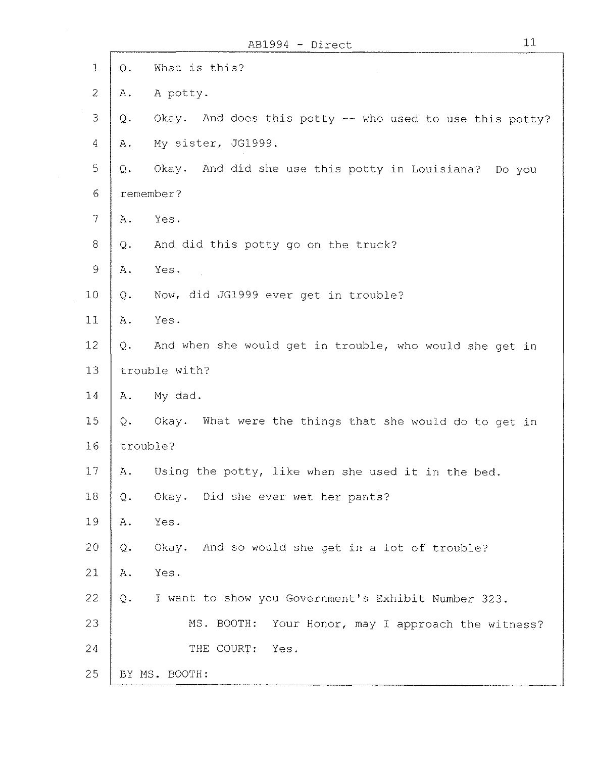Q. What is this?

A. A potty.

Q. Okay. And does this potty -- who used to use this potty?

A. My sister, JG1999.

Q. Okay. And did she use this potty in Louisiana? Do you remember?

A. Yes.

Q. And did this potty go on the truck?

A. Yes.

Q. Now, did JG1999 ever get in trouble?

A. Yes.

Q. And when she would get in trouble, who would she get in trouble with?

A. My dad.

Q. Okay. What were the things that she would do to get in trouble?

A. Using the potty, like when she used it in the bed.

Q. Okay. Did she ever wet her pants?

A. Yes.

Q. Okay. And so would she get in a lot of trouble?

A. Yes.

Q. I want to show you Government's Exhibit Number 323.

MS. BOOTH: Your Honor, may I approach the witness?

THE COURT: Yes.

BY MS. BOOTH: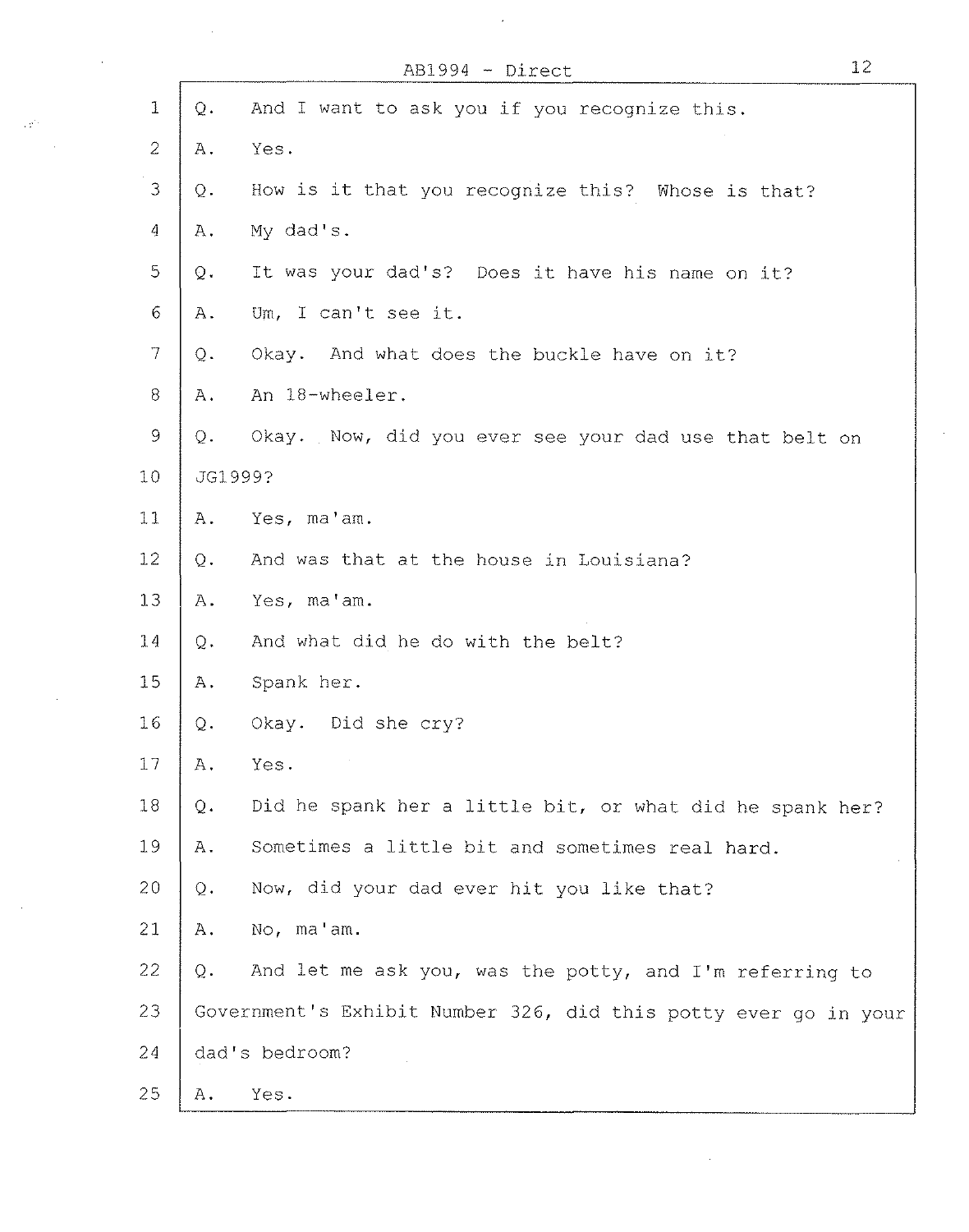AB1994 - Direct

1 Q. And I want to ask you if you recognize this.

2 A. Yes.

3 Q. How is it that you recognize this? Whose is that?

4 A. My dad's.

5 Q. It was your dad's? Does it have his name on it?

6 A. Um, I can't see it.

7 Q. Okay. And what does the buckle have on it?

8 A. An 18-wheeler.

9 Q. Okay. Now, did you ever see your dad use that belt on

10 JG1999?

11 A. Yes, ma'am.

12 Q. And was that at the house in Louisiana?

13 A. Yes, ma'am.

14 Q. And what did he do with the belt?

15 A. Spank her.

16 Q. Okay. Did she cry?

17 A. Yes.

18 Q. Did he spank her a little bit, or what did he spank her?

19 A. Sometimes a little bit and sometimes real hard.

20 Q. Now, did your dad ever hit you like that?

21 A. No, ma'am.

22 Q. And let me ask you, was the potty, and I'm referring to

23 Government's Exhibit Number 326, did this potty ever go in your

24 dad's bedroom?

25 A. Yes.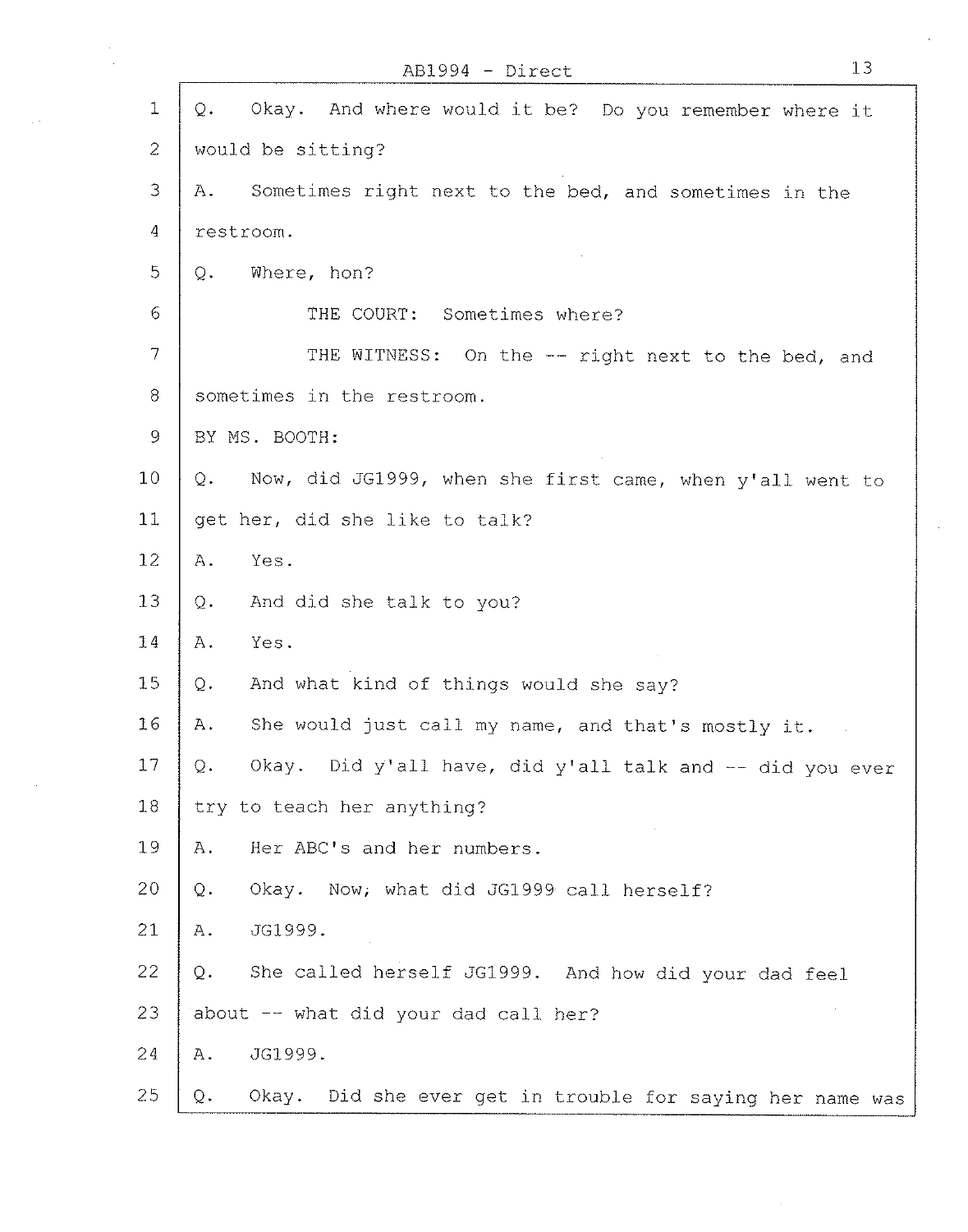1 Q. Okay. And where would it be? Do you remember where it

2 would be sitting?

3 A. Sometimes right next to the bed, and sometimes in the

4 restroom.

5 Q. Where, hon?

6 THE COURT: Sometimes where?

7 THE WITNESS: On the -- right next to the bed, and

8 sometimes in the restroom.

9 BY MS. BOOTH:

10 Q. Now, did JG1999, when she first came, when y'all went to

11 get her, did she like to talk?

12 A. Yes.

13 Q. And did she talk to you?

14 A. Yes.

15 Q. And what kind of things would she say?

16 A. She would just call my name, and that's mostly it.

17 Q. Okay. Did y'all have, did y'all talk and -- did you ever

18 try to teach her anything?

19 A. Her ABC's and her numbers.

20 Q. Okay. Now, what did JG1999 call herself?

21 A. JG1999.

22 Q. She called herself JG1999. And how did your dad feel

23 about -- what did your dad call her?

24 A. JG1999.

25 Q. Okay. Did she ever get in trouble for saying her name was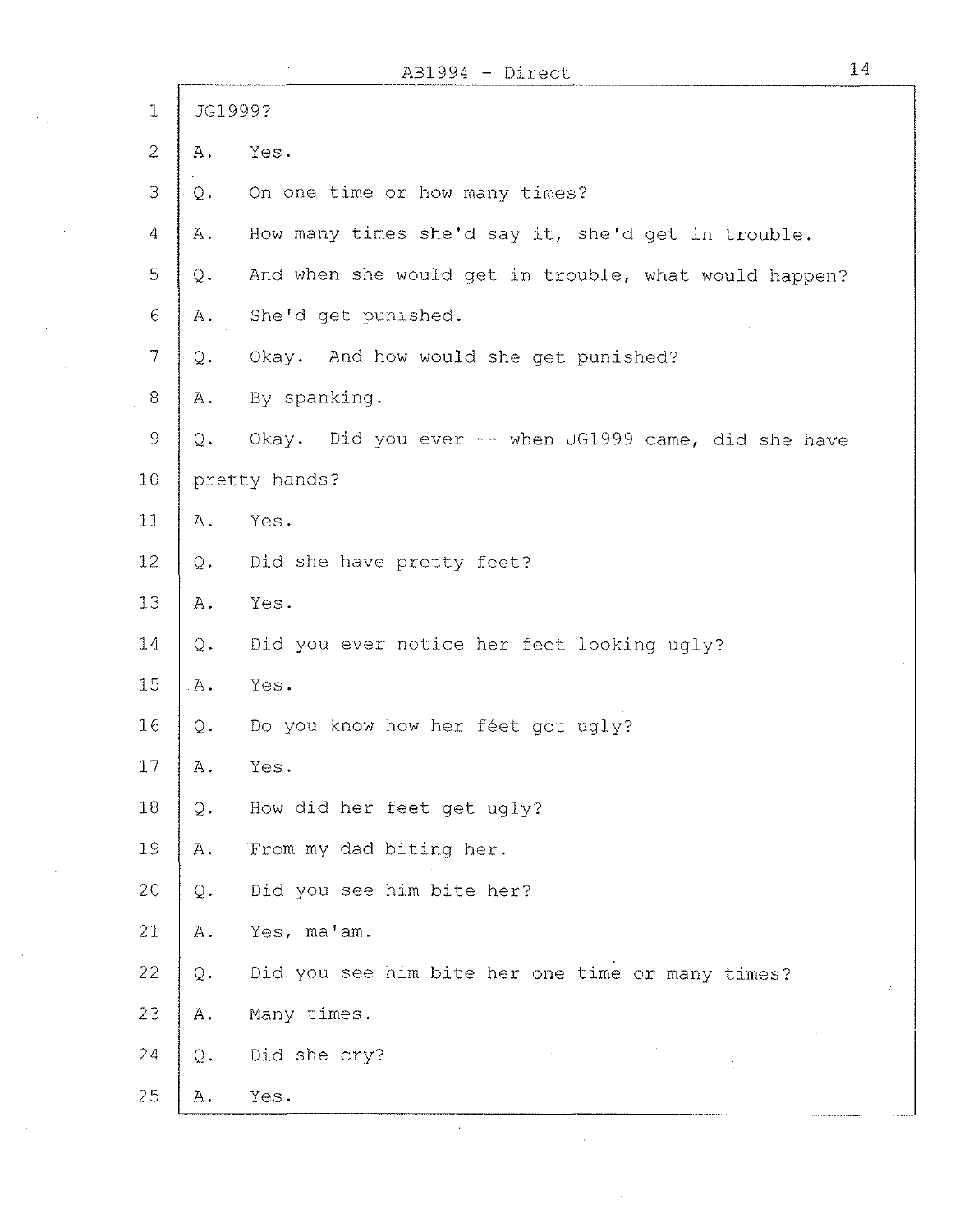1 JG1999?

2 A. Yes.

3 Q. On one time or how many times?

4 A. How many times she'd say it, she'd get in trouble.

5 Q. And when she would get in trouble, what would happen?

6 A. She'd get punished.

7 Q. Okay. And how would she get punished?

8 A. By spanking.

9 Q. Okay. Did you ever -- when JG1999 came, did she have

10 pretty hands?

11 A. Yes.

12 Q. Did she have pretty feet?

13 A. Yes.

14 Q. Did you ever notice her feet looking ugly?

15 A. Yes.

16 Q. Do you know how her feet got ugly?

17 A. Yes.

18 Q. How did her feet get ugly?

19 A. From my dad biting her.

20 Q. Did you see him bite her?

21 A. Yes, ma'am.

22 Q. Did you see him bite her one time or many times?

23 A. Many times.

24 Q. Did she cry?

25 A. Yes.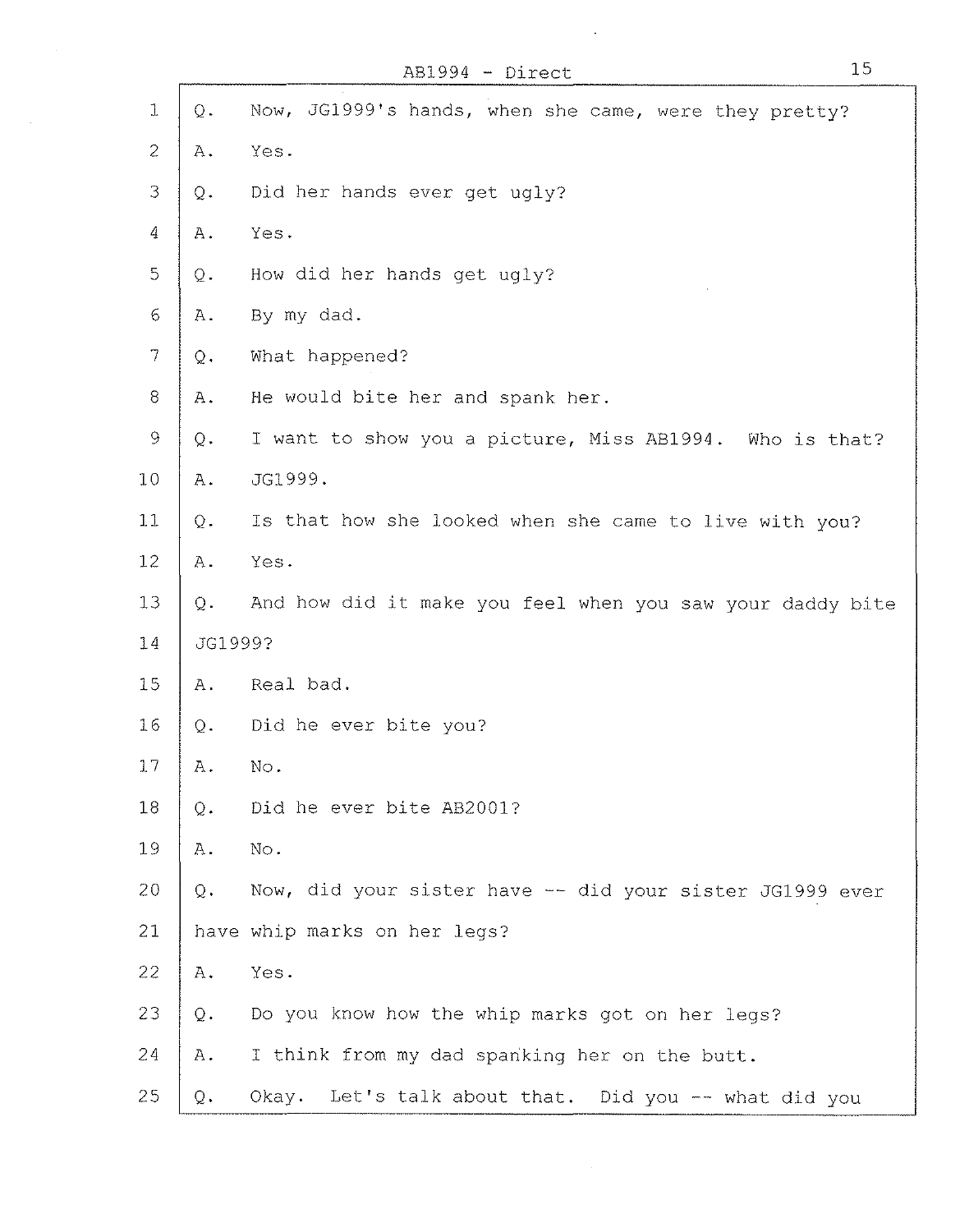AB1994 - Direct

1 Q. Now, JG1999's hands, when she came, were they pretty?

2 A. Yes.

3 Q. Did her hands ever get ugly?

4 A. Yes.

5 Q. How did her hands get ugly?

6 A. By my dad.

7 Q. What happened?

8 A. He would bite her and spank her.

9 Q. I want to show you a picture, Miss AB1994. Who is that?

10 A. JG1999.

11 Q. Is that how she looked when she came to live with you?

12 A. Yes.

13 Q. And how did it make you feel when you saw your daddy bite

14 JG1999?

15 A. Real bad.

16 Q. Did he ever bite you?

17 A. No.

18 Q. Did he ever bite AB2001?

19 A. No.

20 Q. Now, did your sister have -- did your sister JG1999 ever

21 have whip marks on her legs?

22 A. Yes.

23 Q. Do you know how the whip marks got on her legs?

24 A. I think from my dad spanking her on the butt.

25 Q. Okay. Let's talk about that. Did you -- what did you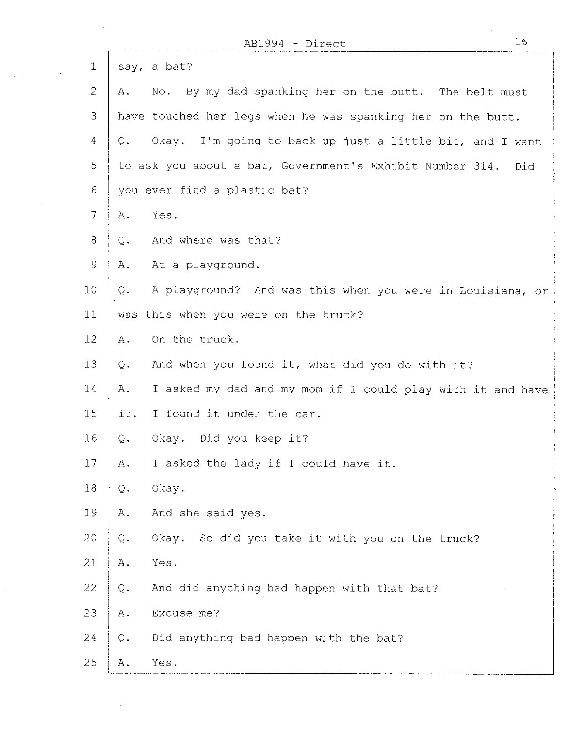say, a bat?

A. No. By my dad spanking her on the butt. The belt must have touched her legs when he was spanking her on the butt.

Q. Okay. I'm going to back up just a little bit, and I want to ask you about a bat, Government's Exhibit Number 314. Did you ever find a plastic bat?

A. Yes.

Q. And where was that?

A. At a playground.

Q. A playground? And was this when you were in Louisiana, or was this when you were on the truck?

A. On the truck.

Q. And when you found it, what did you do with it?

A. I asked my dad and my mom if I could play with it and have it. I found it under the car.

Q. Okay. Did you keep it?

A. I asked the lady if I could have it.

Q. Okay.

A. And she said yes.

Q. Okay. So did you take it with you on the truck?

A. Yes.

Q. And did anything bad happen with that bat?

A. Excuse me?

Q. Did anything bad happen with the bat?

A. Yes.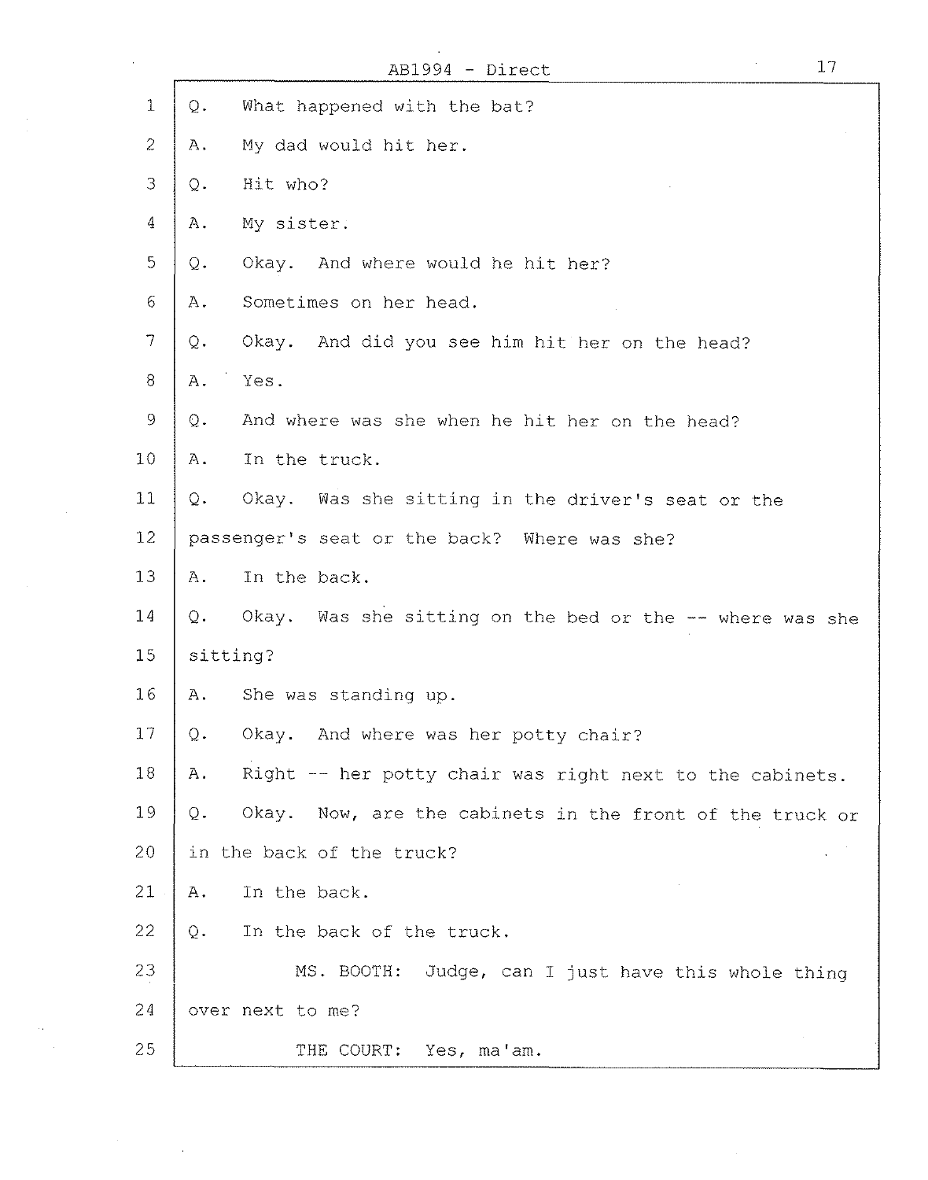AB1994 - Direct

1 Q. What happened with the bat?

2 A. My dad would hit her.

3 Q. Hit who?

4 A. My sister.

5 Q. Okay. And where would he hit her?

6 A. Sometimes on her head.

7 Q. Okay. And did you see him hit her on the head?

8 A. Yes.

9 Q. And where was she when he hit her on the head?

10 A. In the truck.

11 Q. Okay. Was she sitting in the driver's seat or the

12 passenger's seat or the back? Where was she?

13 A. In the back.

14 Q. Okay. Was she sitting on the bed or the -- where was she

15 sitting?

16 A. She was standing up.

17 Q. Okay. And where was her potty chair?

18 A. Right -- her potty chair was right next to the cabinets.

19 Q. Okay. Now, are the cabinets in the front of the truck or

20 in the back of the truck?

21 A. In the back.

22 Q. In the back of the truck.

23 MS. BOOTH: Judge, can I just have this whole thing

24 over next to me?

25 THE COURT: Yes, ma'am.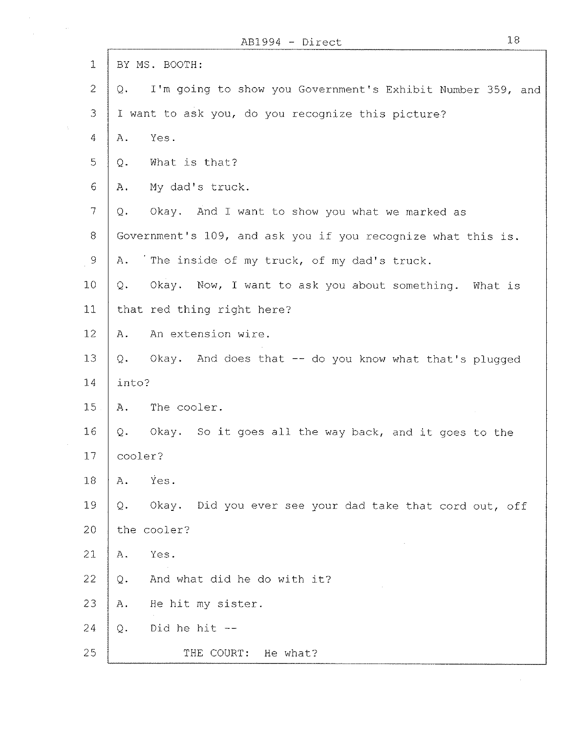BY MS. BOOTH:

Q. I'm going to show you Government's Exhibit Number 359, and I want to ask you, do you recognize this picture?

A. Yes.

Q. What is that?

A. My dad's truck.

Q. Okay. And I want to show you what we marked as Government's 109, and ask you if you recognize what this is.

A. The inside of my truck, of my dad's truck.

Q. Okay. Now, I want to ask you about something. What is that red thing right here?

A. An extension wire.

Q. Okay. And does that -- do you know what that's plugged into?

A. The cooler.

Q. Okay. So it goes all the way back, and it goes to the cooler?

A. Yes.

Q. Okay. Did you ever see your dad take that cord out, off the cooler?

A. Yes.

Q. And what did he do with it?

A. He hit my sister.

Q. Did he hit --

THE COURT: He what?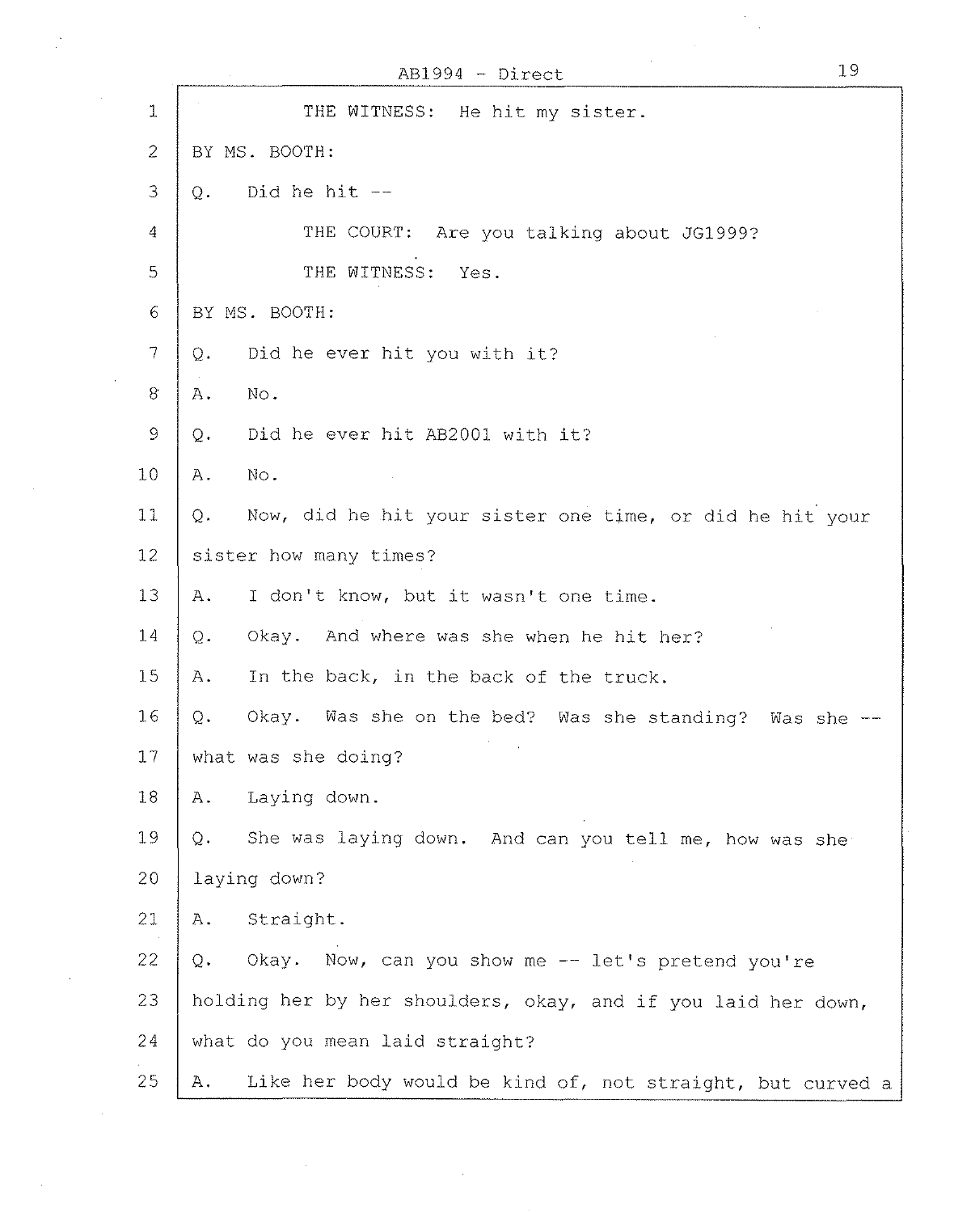THE WITNESS: He hit my sister.

BY MS. BOOTH:

Q. Did he hit --

THE COURT: Are you talking about JG1999?

THE WITNESS: Yes.

BY MS. BOOTH:

Q. Did he ever hit you with it?

A. No.

Q. Did he ever hit AB2001 with it?

A. No.

Q. Now, did he hit your sister one time, or did he hit your sister how many times?

A. I don't know, but it wasn't one time.

Q. Okay. And where was she when he hit her?

A. In the back, in the back of the truck.

Q. Okay. Was she on the bed? Was she standing? Was she -- what was she doing?

A. Laying down.

Q. She was laying down. And can you tell me, how was she laying down?

A. Straight.

Q. Okay. Now, can you show me -- let's pretend you're holding her by her shoulders, okay, and if you laid her down, what do you mean laid straight?

A. Like her body would be kind of, not straight, but curved a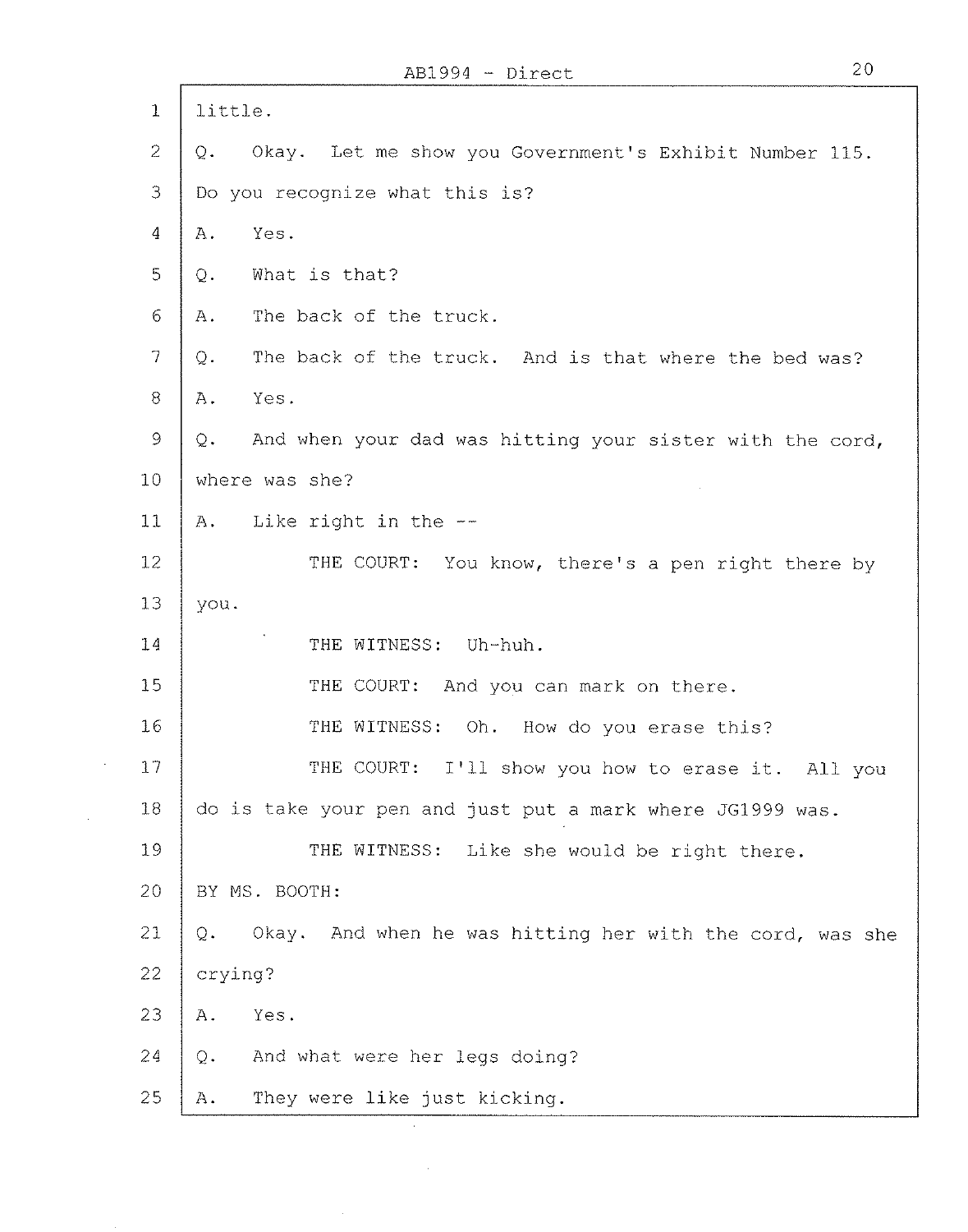little.

Q. Okay. Let me show you Government's Exhibit Number 115. Do you recognize what this is?

A. Yes.

Q. What is that?

A. The back of the truck.

Q. The back of the truck. And is that where the bed was?

A. Yes.

Q. And when your dad was hitting your sister with the cord, where was she?

A. Like right in the --

THE COURT: You know, there's a pen right there by you.

THE WITNESS: Uh-huh.

THE COURT: And you can mark on there.

THE WITNESS: Oh. How do you erase this?

THE COURT: I'll show you how to erase it. All you do is take your pen and just put a mark where JG1999 was.

THE WITNESS: Like she would be right there.

BY MS. BOOTH:

Q. Okay. And when he was hitting her with the cord, was she crying?

A. Yes.

Q. And what were her legs doing?

A. They were like just kicking.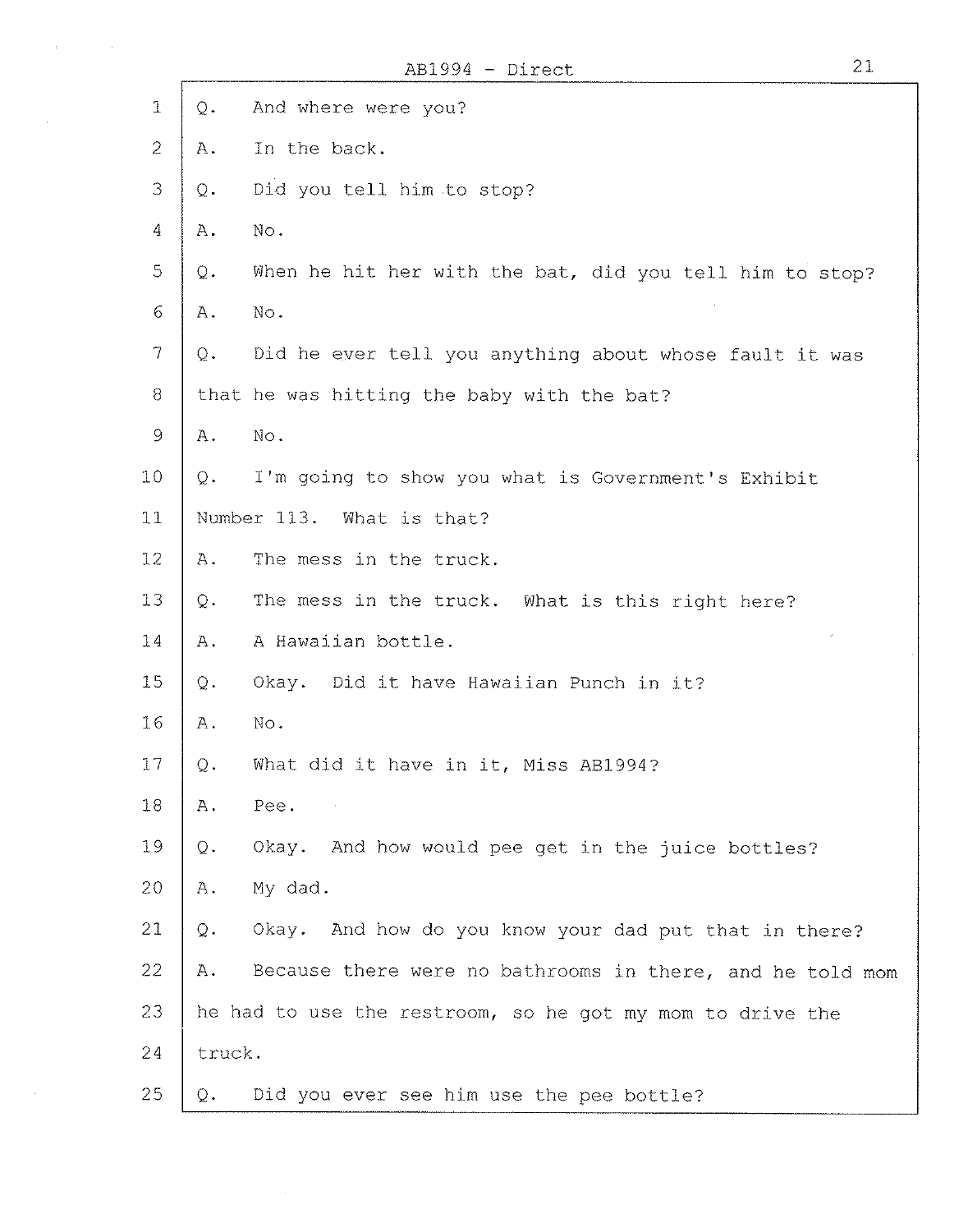Q. And where were you?

A. In the back.

Q. Did you tell him to stop?

A. No.

Q. When he hit her with the bat, did you tell him to stop?

A. No.

Q. Did he ever tell you anything about whose fault it was that he was hitting the baby with the bat?

A. No.

Q. I'm going to show you what is Government's Exhibit Number 113. What is that?

A. The mess in the truck.

Q. The mess in the truck. What is this right here?

A. A Hawaiian bottle.

Q. Okay. Did it have Hawaiian Punch in it?

A. No.

Q. What did it have in it, Miss AB1994?

A. Pee.

Q. Okay. And how would pee get in the juice bottles?

A. My dad.

Q. Okay. And how do you know your dad put that in there?

A. Because there were no bathrooms in there, and he told mom he had to use the restroom, so he got my mom to drive the truck.

Q. Did you ever see him use the pee bottle?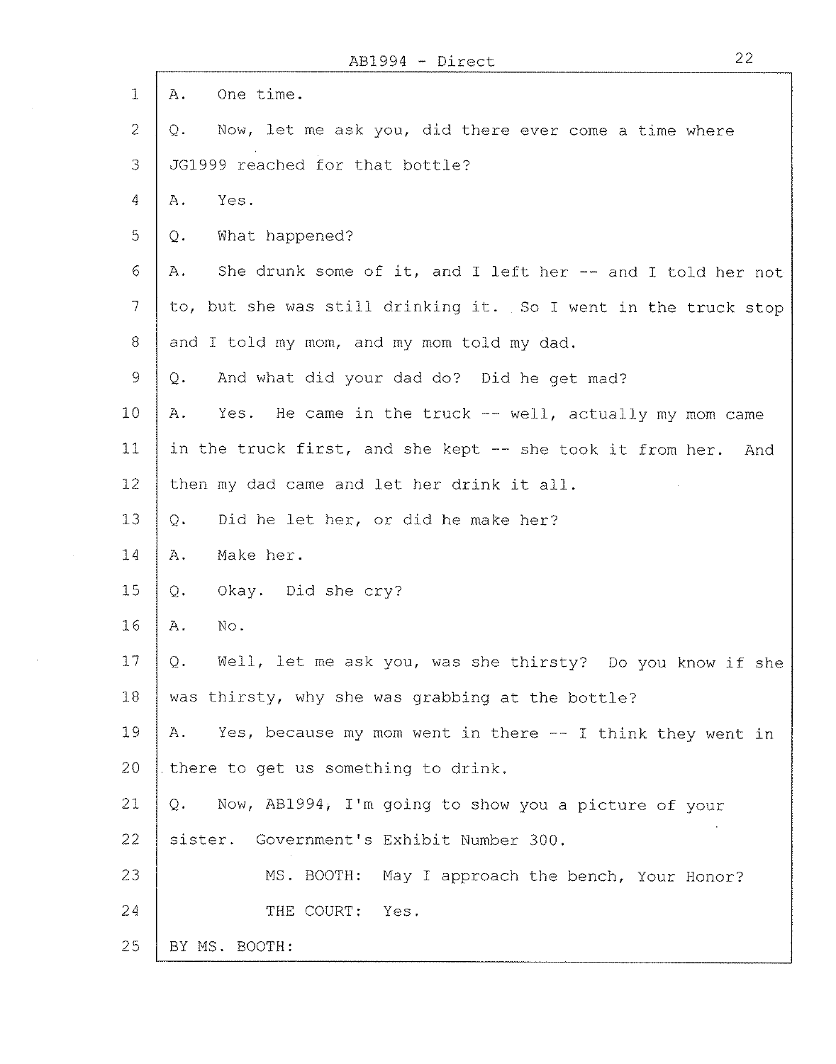A. One time.

Q. Now, let me ask you, did there ever come a time where JG1999 reached for that bottle?

A. Yes.

Q. What happened?

A. She drunk some of it, and I left her -- and I told her not to, but she was still drinking it. So I went in the truck stop and I told my mom, and my mom told my dad.

Q. And what did your dad do? Did he get mad?

A. Yes. He came in the truck -- well, actually my mom came in the truck first, and she kept -- she took it from her. And then my dad came and let her drink it all.

Q. Did he let her, or did he make her?

A. Make her.

Q. Okay. Did she cry?

A. No.

Q. Well, let me ask you, was she thirsty? Do you know if she was thirsty, why she was grabbing at the bottle?

A. Yes, because my mom went in there -- I think they went in there to get us something to drink.

Q. Now, AB1994, I'm going to show you a picture of your sister. Government's Exhibit Number 300.

MS. BOOTH: May I approach the bench, Your Honor?

THE COURT: Yes.

BY MS. BOOTH: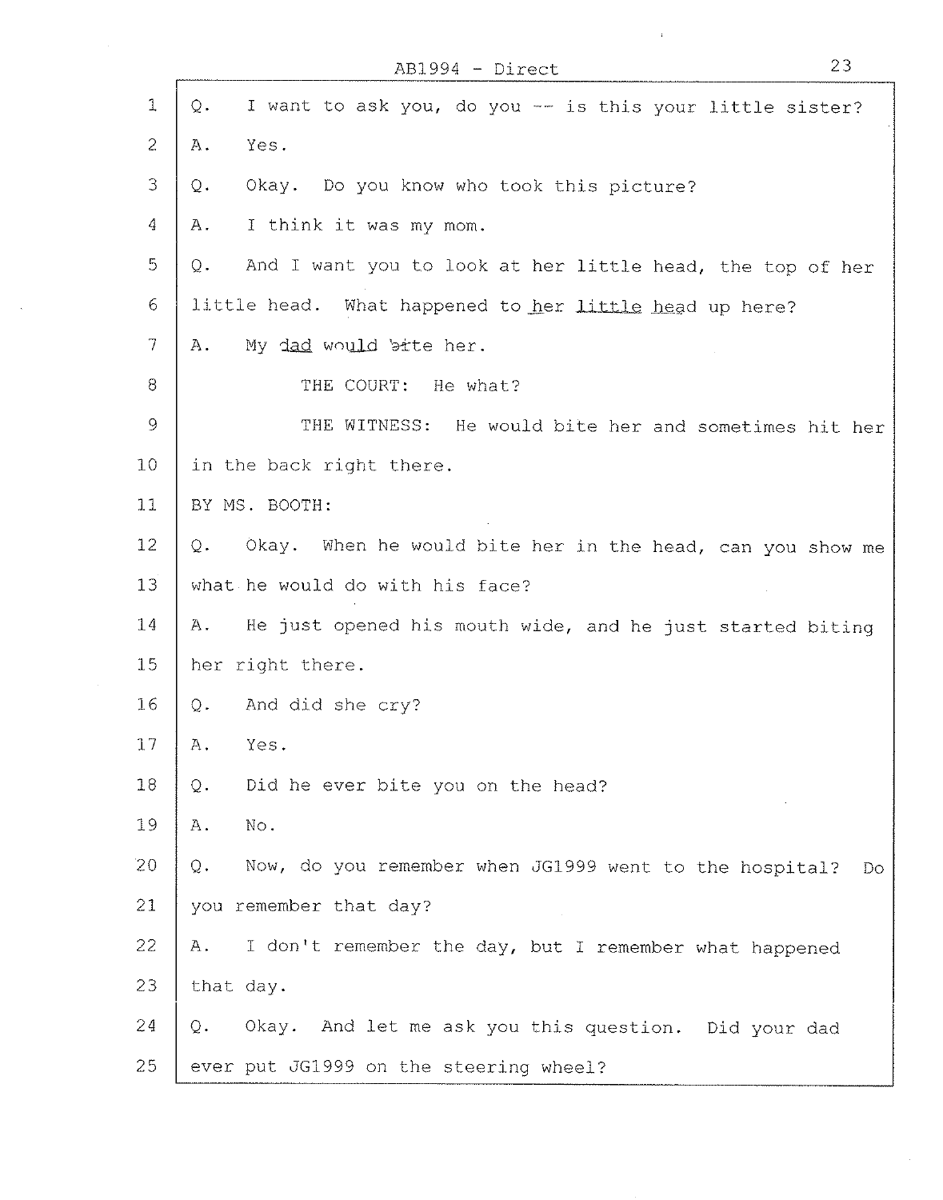AB1994 - Direct

1 Q. I want to ask you, do you -- is this your little sister?

2 A. Yes.

3 Q. Okay. Do you know who took this picture?

4 A. I think it was my mom.

5 Q. And I want you to look at her little head, the top of her

6 little head. What happened to her little head up here?

7 A. My dad would bite her.

8 THE COURT: He what?

9 THE WITNESS: He would bite her and sometimes hit her

10 in the back right there.

11 BY MS. BOOTH:

12 Q. Okay. When he would bite her in the head, can you show me

13 what he would do with his face?

14 A. He just opened his mouth wide, and he just started biting

15 her right there.

16 Q. And did she cry?

17 A. Yes.

18 Q. Did he ever bite you on the head?

19 A. No.

20 Q. Now, do you remember when JG1999 went to the hospital? Do

21 you remember that day?

22 A. I don't remember the day, but I remember what happened

23 that day.

24 Q. Okay. And let me ask you this question. Did your dad

25 ever put JG1999 on the steering wheel?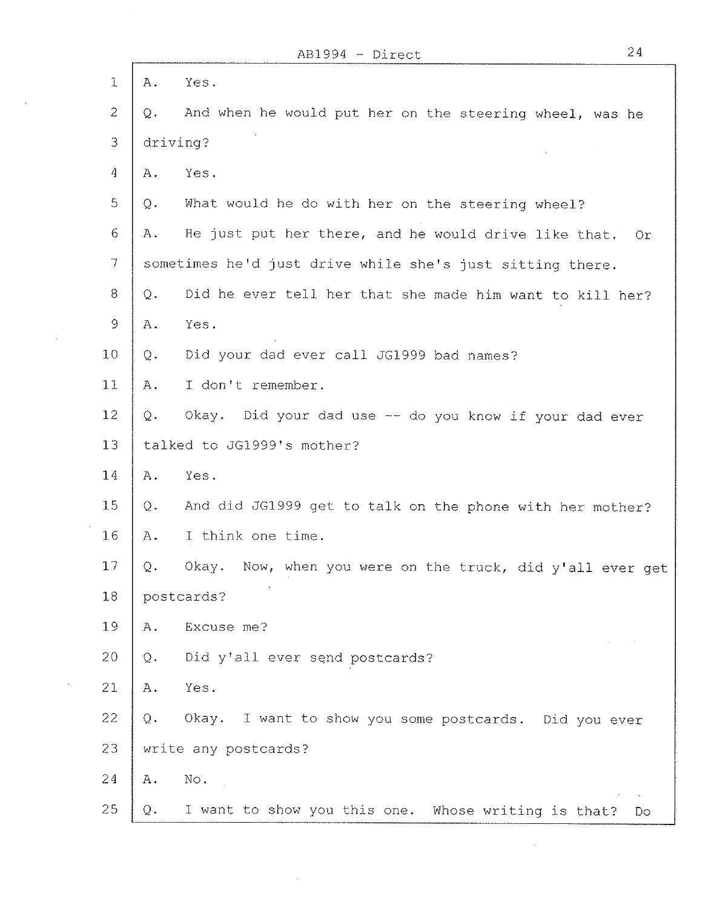1 A. Yes.

2 Q. And when he would put her on the steering wheel, was he

3 driving?

4 A. Yes.

5 Q. What would he do with her on the steering wheel?

6 A. He just put her there, and he would drive like that. Or

7 sometimes he'd just drive while she's just sitting there.

8 Q. Did he ever tell her that she made him want to kill her?

9 A. Yes.

10 Q. Did your dad ever call JG1999 bad names?

11 A. I don't remember.

12 Q. Okay. Did your dad use -- do you know if your dad ever

13 talked to JG1999's mother?

14 A. Yes.

15 Q. And did JG1999 get to talk on the phone with her mother?

16 A. I think one time.

17 Q. Okay. Now, when you were on the truck, did y'all ever get

18 postcards?

19 A. Excuse me?

20 Q. Did y'all ever send postcards?

21 A. Yes.

22 Q. Okay. I want to show you some postcards. Did you ever

23 write any postcards?

24 A. No.

25 Q. I want to show you this one. Whose writing is that? Do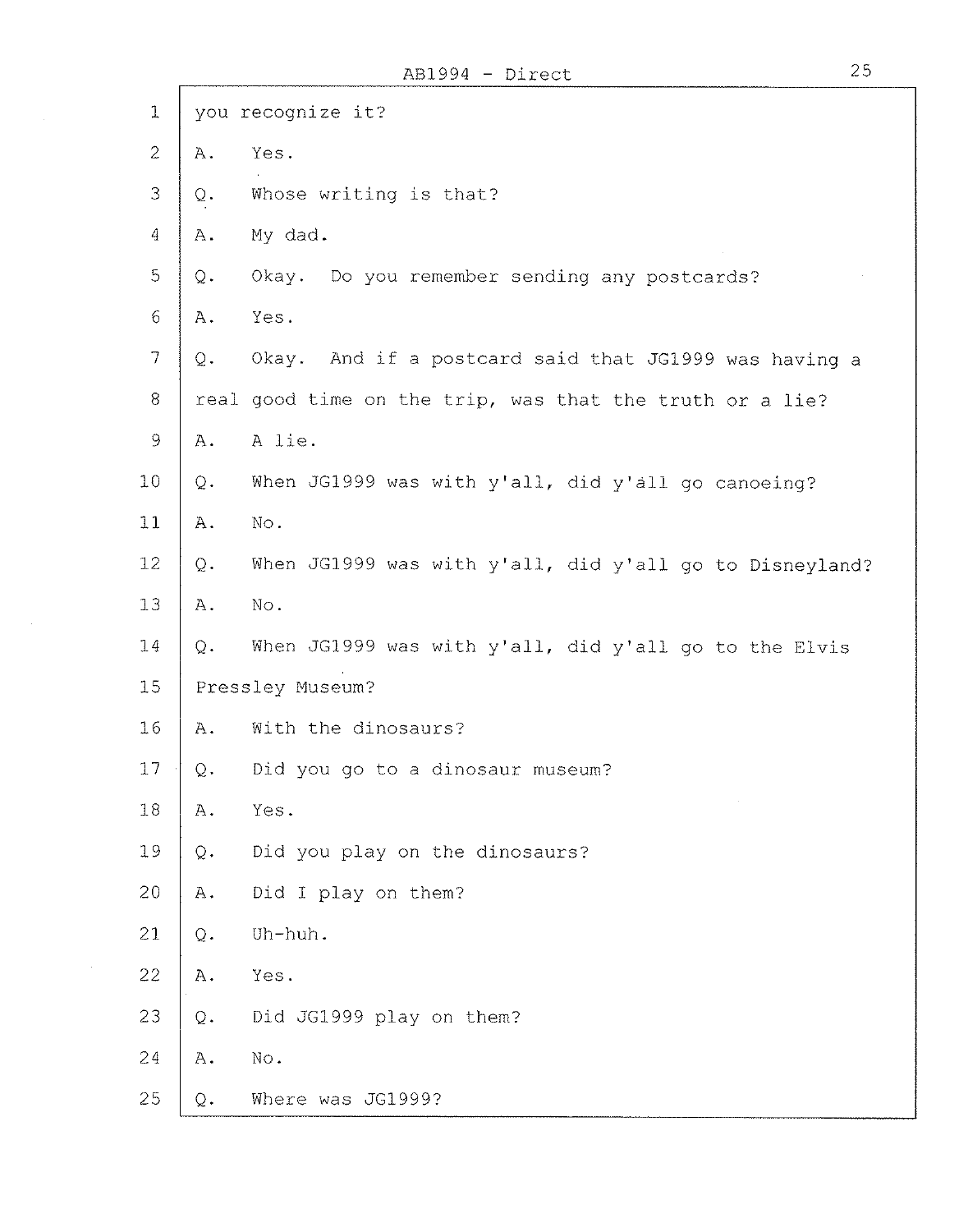you recognize it?

A. Yes.

Q. Whose writing is that?

A. My dad.

Q. Okay. Do you remember sending any postcards?

A. Yes.

Q. Okay. And if a postcard said that JG1999 was having a real good time on the trip, was that the truth or a lie?

A. A lie.

Q. When JG1999 was with y'all, did y'all go canoeing?

A. No.

Q. When JG1999 was with y'all, did y'all go to Disneyland?

A. No.

Q. When JG1999 was with y'all, did y'all go to the Elvis Pressley Museum?

A. With the dinosaurs?

Q. Did you go to a dinosaur museum?

A. Yes.

Q. Did you play on the dinosaurs?

A. Did I play on them?

Q. Uh-huh.

A. Yes.

Q. Did JG1999 play on them?

A. No.

Q. Where was JG1999?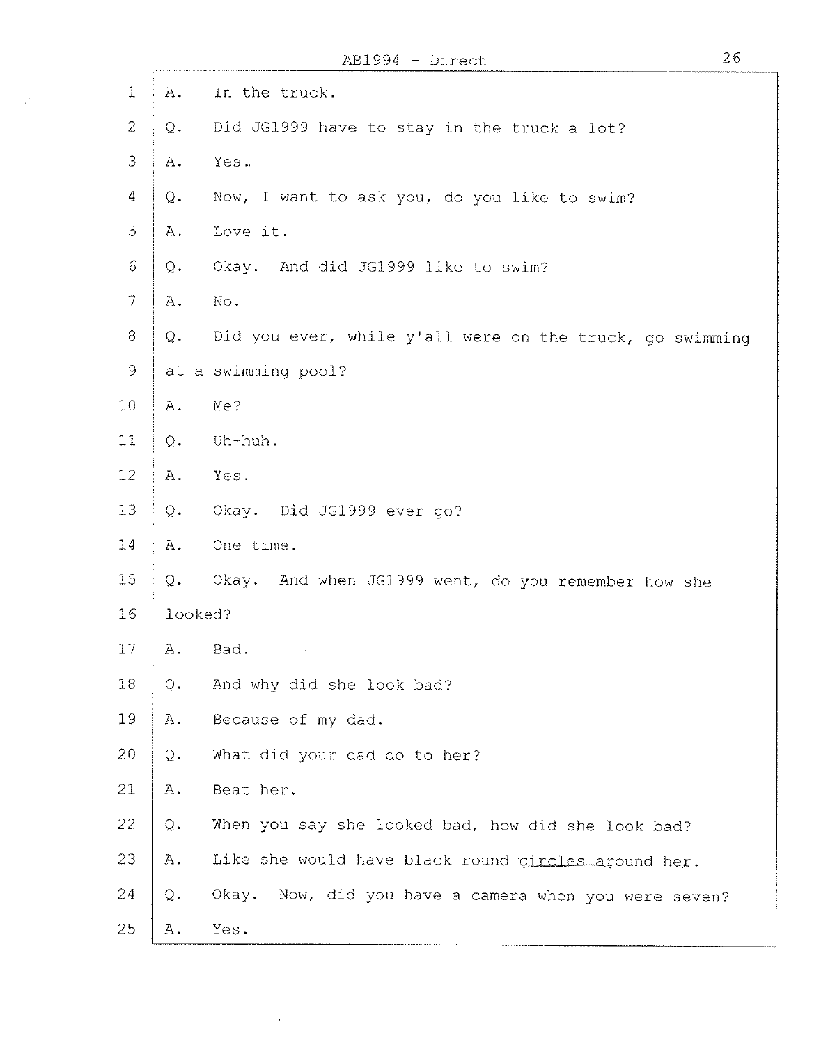1 A. In the truck.

2 Q. Did JG1999 have to stay in the truck a lot?

3 A. Yes.

4 Q. Now, I want to ask you, do you like to swim?

5 A. Love it.

6 Q. Okay. And did JG1999 like to swim?

7 A. No.

8 Q. Did you ever, while y'all were on the truck, go swimming

9 at a swimming pool?

10 A. Me?

11 Q. Uh-huh.

12 A. Yes.

13 Q. Okay. Did JG1999 ever go?

14 A. One time.

15 Q. Okay. And when JG1999 went, do you remember how she

16 looked?

17 A. Bad.

18 Q. And why did she look bad?

19 A. Because of my dad.

20 Q. What did your dad do to her?

21 A. Beat her.

22 Q. When you say she looked bad, how did she look bad?

23 A. Like she would have black round circles around her.

24 Q. Okay. Now, did you have a camera when you were seven?

25 A. Yes.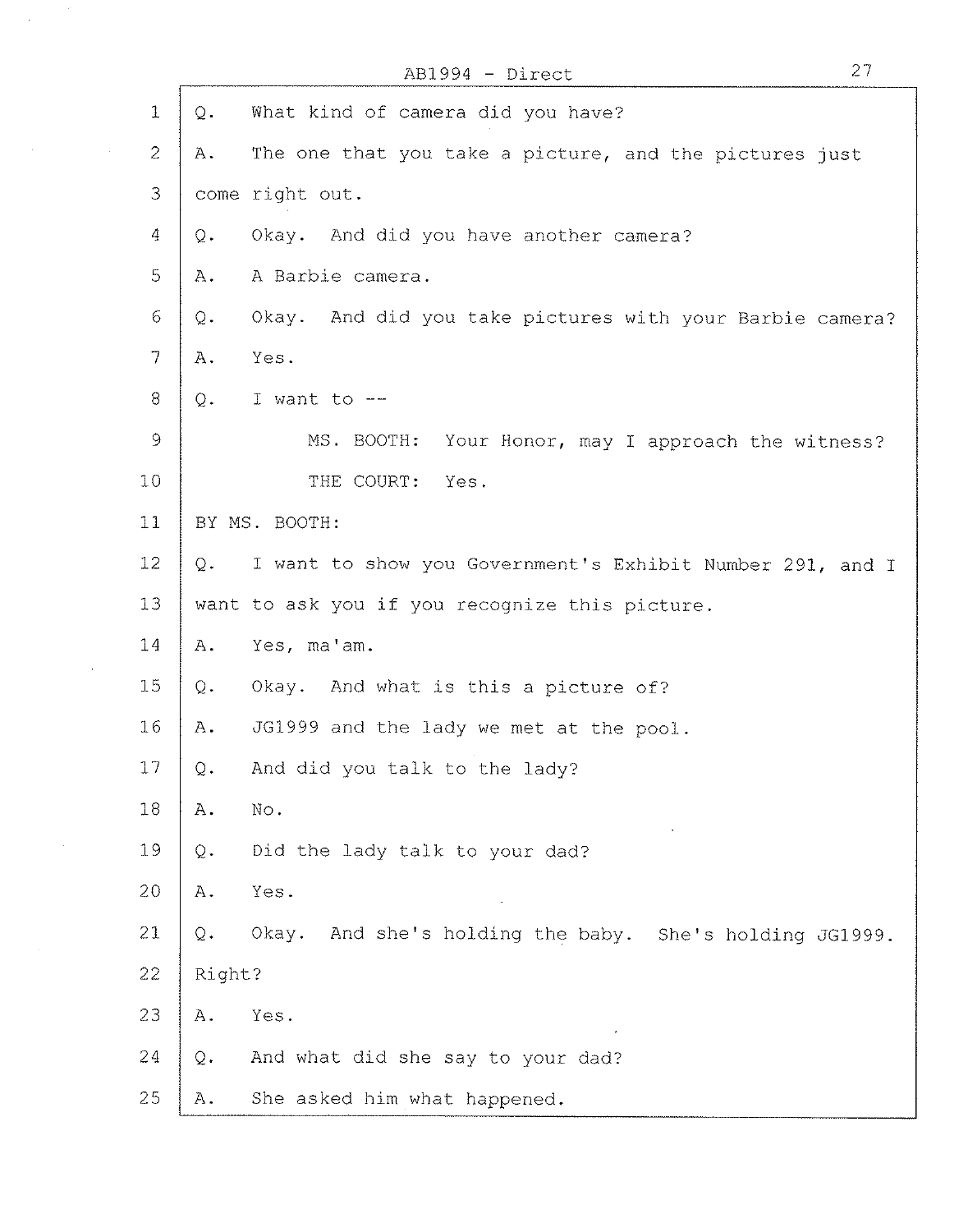AB1994 - Direct

1 Q. What kind of camera did you have?

2 A. The one that you take a picture, and the pictures just

3 come right out.

4 Q. Okay. And did you have another camera?

5 A. A Barbie camera.

6 Q. Okay. And did you take pictures with your Barbie camera?

7 A. Yes.

8 Q. I want to --

9 MS. BOOTH: Your Honor, may I approach the witness?

10 THE COURT: Yes.

11 BY MS. BOOTH:

12 Q. I want to show you Government's Exhibit Number 291, and I

13 want to ask you if you recognize this picture.

14 A. Yes, ma'am.

15 Q. Okay. And what is this a picture of?

16 A. JG1999 and the lady we met at the pool.

17 Q. And did you talk to the lady?

18 A. No.

19 Q. Did the lady talk to your dad?

20 A. Yes.

21 Q. Okay. And she's holding the baby. She's holding JG1999.

22 Right?

23 A. Yes.

24 Q. And what did she say to your dad?

25 A. She asked him what happened.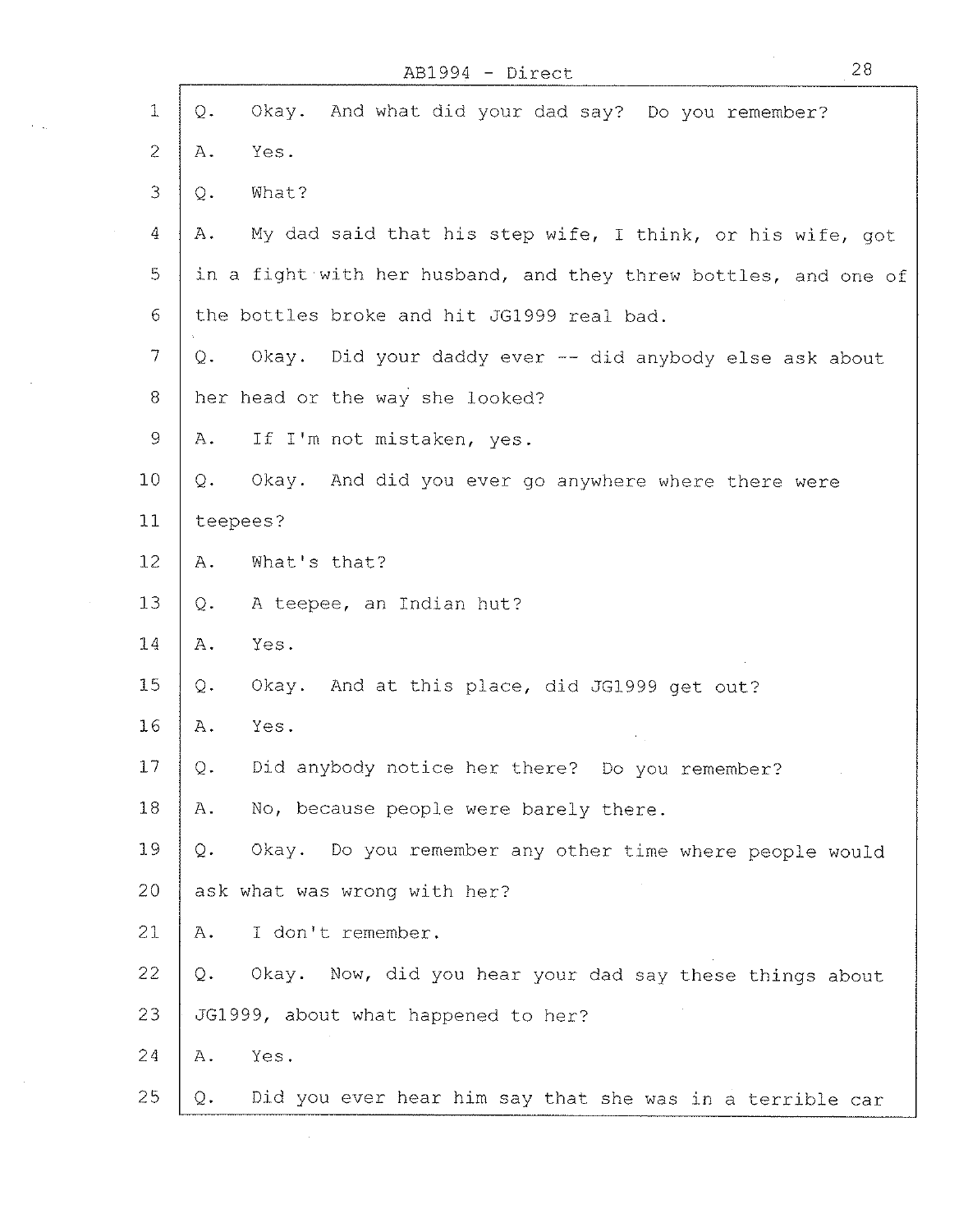1 Q. Okay. And what did your dad say? Do you remember?

2 A. Yes.

3 Q. What?

4 A. My dad said that his step wife, I think, or his wife, got

5 in a fight with her husband, and they threw bottles, and one of

6 the bottles broke and hit JG1999 real bad.

7 Q. Okay. Did your daddy ever -- did anybody else ask about

8 her head or the way she looked?

9 A. If I'm not mistaken, yes.

10 Q. Okay. And did you ever go anywhere where there were

11 teepees?

12 A. What's that?

13 Q. A teepee, an Indian hut?

14 A. Yes.

15 Q. Okay. And at this place, did JG1999 get out?

16 A. Yes.

17 Q. Did anybody notice her there? Do you remember?

18 A. No, because people were barely there.

19 Q. Okay. Do you remember any other time where people would

20 ask what was wrong with her?

21 A. I don't remember.

22 Q. Okay. Now, did you hear your dad say these things about

23 JG1999, about what happened to her?

24 A. Yes.

25 Q. Did you ever hear him say that she was in a terrible car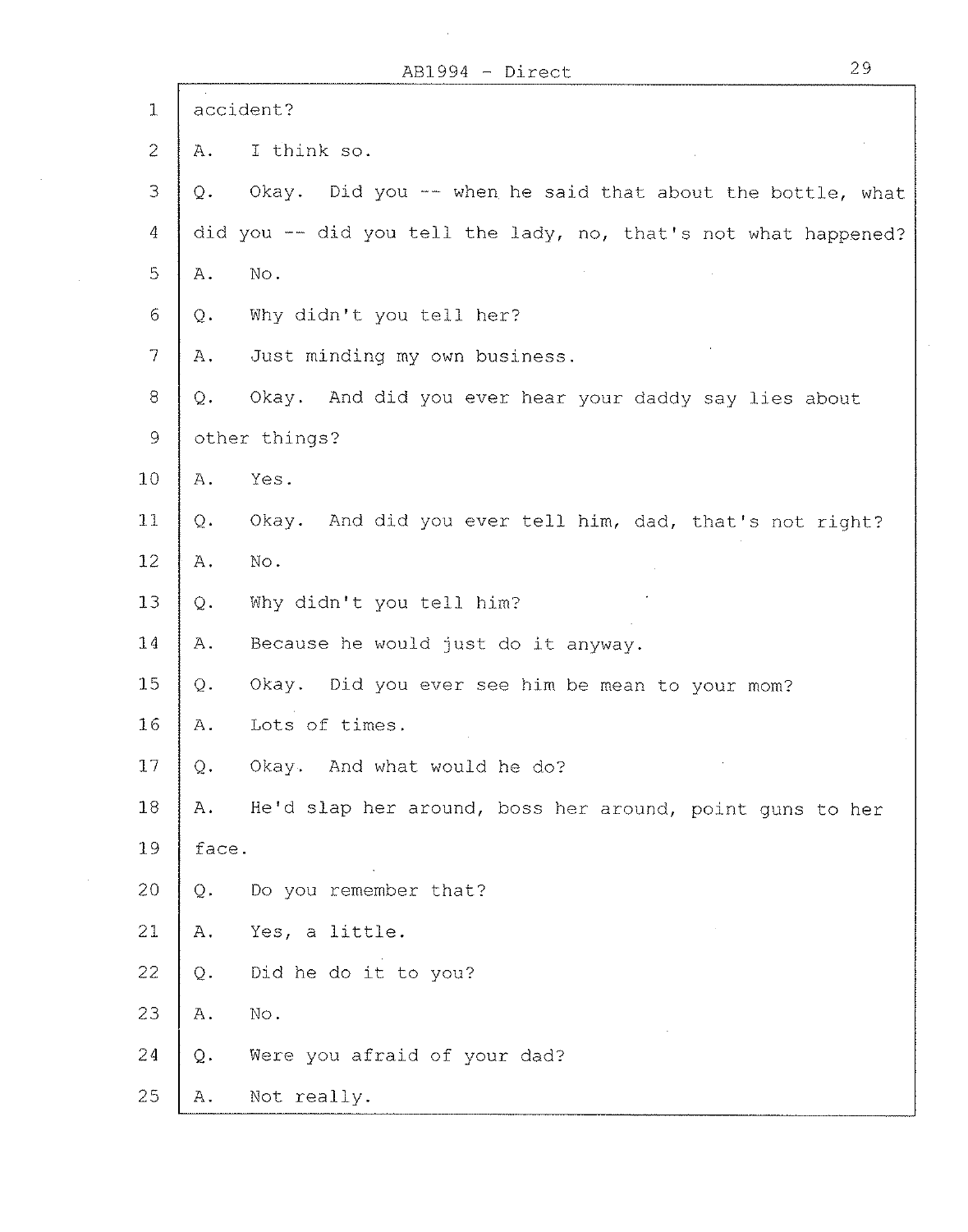accident?

A. I think so.

Q. Okay. Did you -- when he said that about the bottle, what did you -- did you tell the lady, no, that's not what happened?

A. No.

Q. Why didn't you tell her?

A. Just minding my own business.

Q. Okay. And did you ever hear your daddy say lies about other things?

A. Yes.

Q. Okay. And did you ever tell him, dad, that's not right?

A. No.

Q. Why didn't you tell him?

A. Because he would just do it anyway.

Q. Okay. Did you ever see him be mean to your mom?

A. Lots of times.

Q. Okay. And what would he do?

A. He'd slap her around, boss her around, point guns to her face.

Q. Do you remember that?

A. Yes, a little.

Q. Did he do it to you?

A. No.

Q. Were you afraid of your dad?

A. Not really.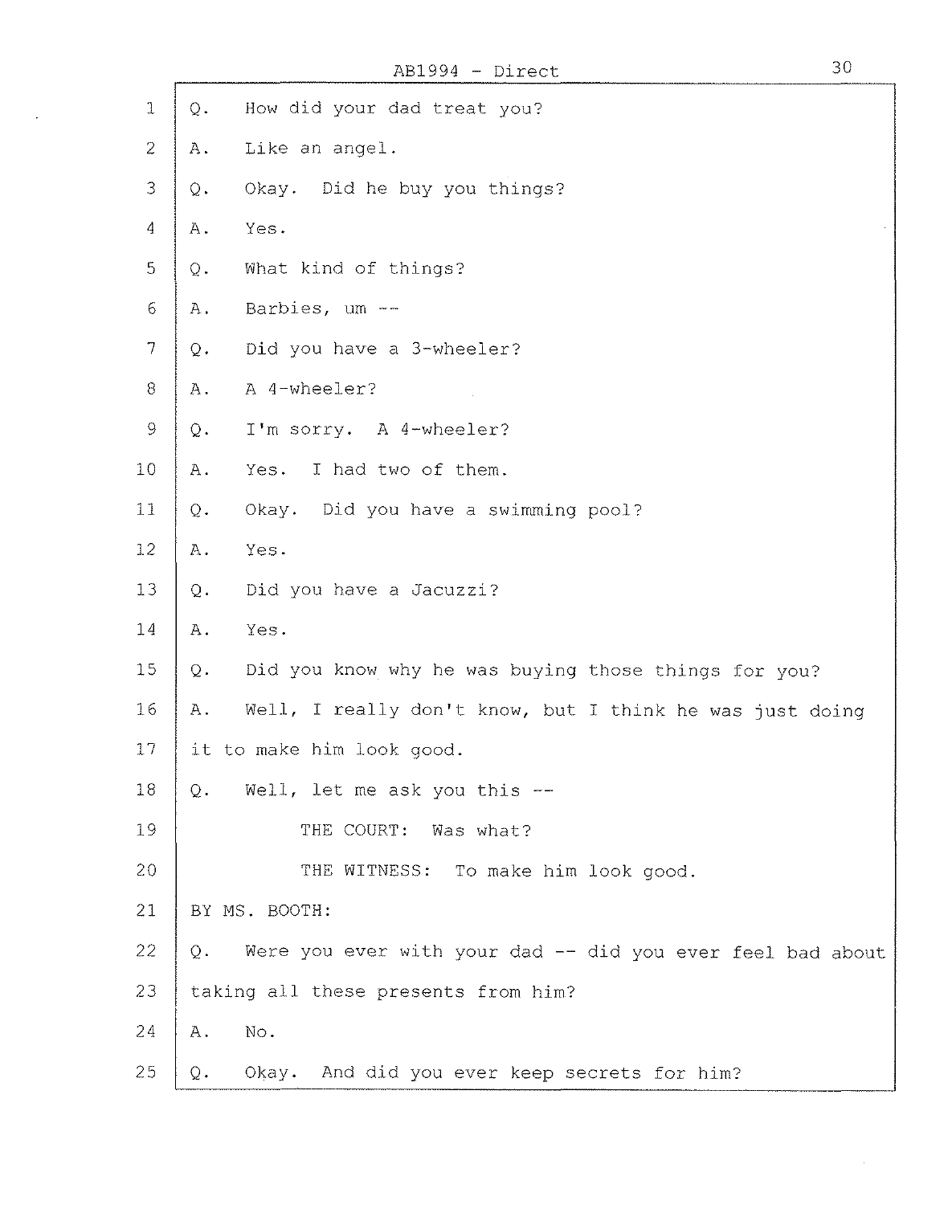1 Q. How did your dad treat you?

2 A. Like an angel.

3 Q. Okay. Did he buy you things?

4 A. Yes.

5 Q. What kind of things?

6 A. Barbies, um --

7 Q. Did you have a 3-wheeler?

8 A. A 4-wheeler?

9 Q. I'm sorry. A 4-wheeler?

10 A. Yes. I had two of them.

11 Q. Okay. Did you have a swimming pool?

12 A. Yes.

13 Q. Did you have a Jacuzzi?

14 A. Yes.

15 Q. Did you know why he was buying those things for you?

16 A. Well, I really don't know, but I think he was just doing

17 it to make him look good.

18 Q. Well, let me ask you this --

19 THE COURT: Was what?

20 THE WITNESS: To make him look good.

21 BY MS. BOOTH:

22 Q. Were you ever with your dad -- did you ever feel bad about

23 taking all these presents from him?

24 A. No.

25 Q. Okay. And did you ever keep secrets for him?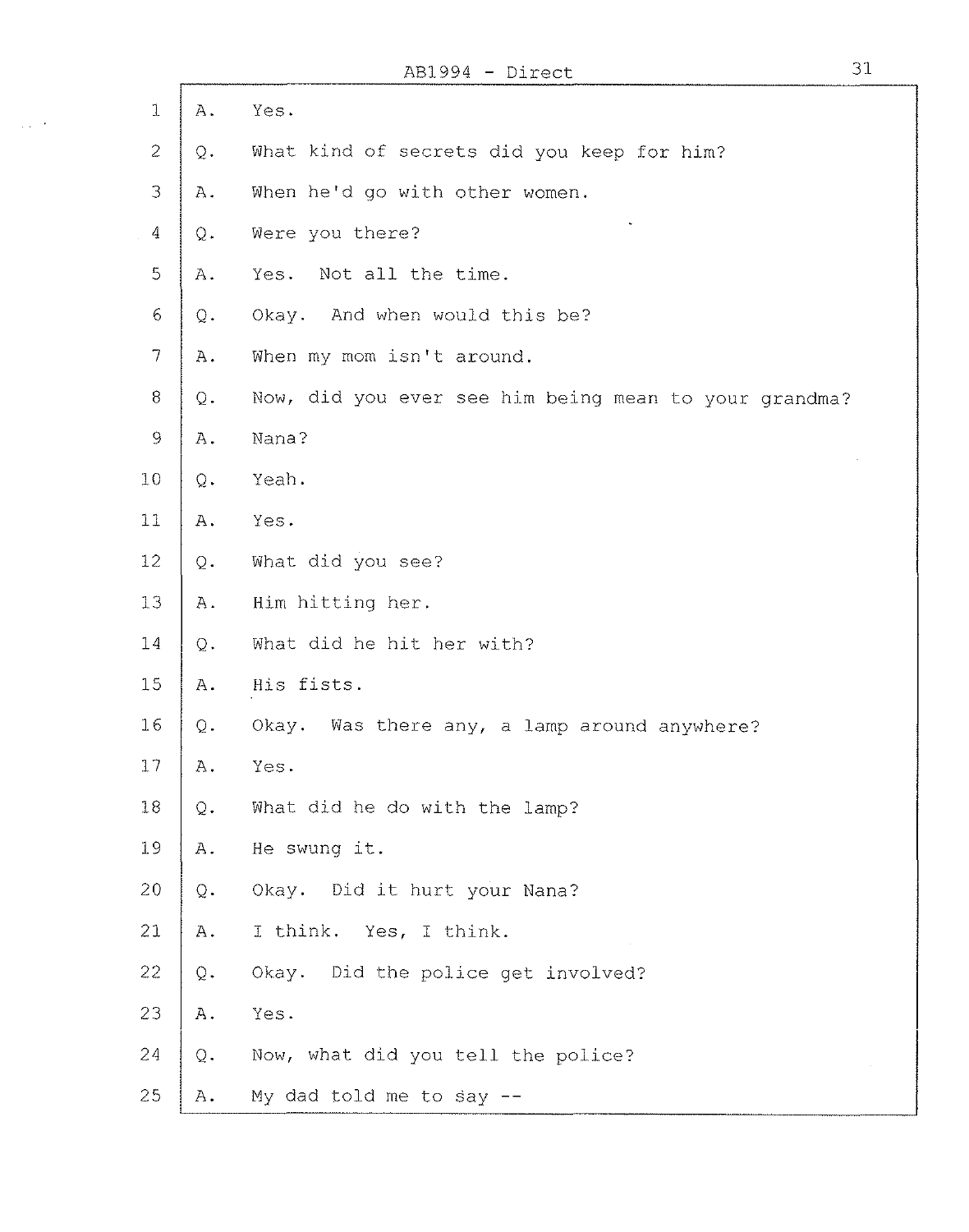1 A. Yes.

2 Q. What kind of secrets did you keep for him?

3 A. When he'd go with other women.

4 Q. Were you there?

5 A. Yes. Not all the time.

6 Q. Okay. And when would this be?

7 A. When my mom isn't around.

8 Q. Now, did you ever see him being mean to your grandma?

9 A. Nana?

10 Q. Yeah.

11 A. Yes.

12 Q. What did you see?

13 A. Him hitting her.

14 Q. What did he hit her with?

15 A. His fists.

16 Q. Okay. Was there any, a lamp around anywhere?

17 A. Yes.

18 Q. What did he do with the lamp?

19 A. He swung it.

20 Q. Okay. Did it hurt your Nana?

21 A. I think. Yes, I think.

22 Q. Okay. Did the police get involved?

23 A. Yes.

24 Q. Now, what did you tell the police?

25 A. My dad told me to say --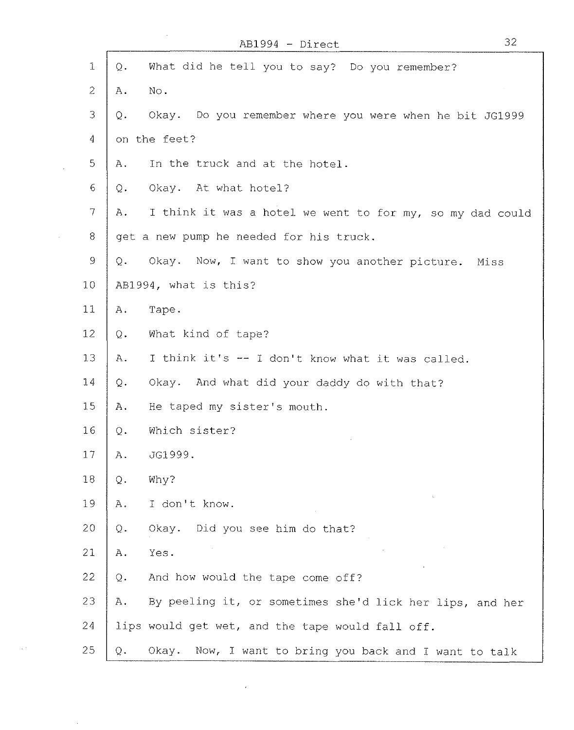1 Q. What did he tell you to say? Do you remember?

2 A. No.

3 Q. Okay. Do you remember where you were when he bit JG1999

4 on the feet?

5 A. In the truck and at the hotel.

6 Q. Okay. At what hotel?

7 A. I think it was a hotel we went to for my, so my dad could

8 get a new pump he needed for his truck.

9 Q. Okay. Now, I want to show you another picture. Miss

10 AB1994, what is this?

11 A. Tape.

12 Q. What kind of tape?

13 A. I think it's -- I don't know what it was called.

14 Q. Okay. And what did your daddy do with that?

15 A. He taped my sister's mouth.

16 Q. Which sister?

17 A. JG1999.

18 Q. Why?

19 A. I don't know.

20 Q. Okay. Did you see him do that?

21 A. Yes.

22 Q. And how would the tape come off?

23 A. By peeling it, or sometimes she'd lick her lips, and her

24 lips would get wet, and the tape would fall off.

25 Q. Okay. Now, I want to bring you back and I want to talk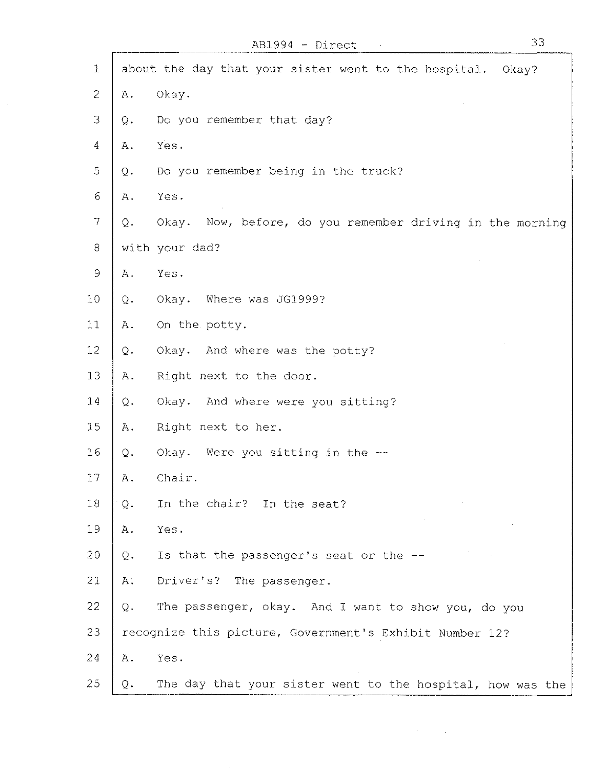about the day that your sister went to the hospital. Okay?

A. Okay.

Q. Do you remember that day?

A. Yes.

Q. Do you remember being in the truck?

A. Yes.

Q. Okay. Now, before, do you remember driving in the morning with your dad?

A. Yes.

Q. Okay. Where was JG1999?

A. On the potty.

Q. Okay. And where was the potty?

A. Right next to the door.

Q. Okay. And where were you sitting?

A. Right next to her.

Q. Okay. Were you sitting in the --

A. Chair.

Q. In the chair? In the seat?

A. Yes.

Q. Is that the passenger's seat or the --

A. Driver's? The passenger.

Q. The passenger, okay. And I want to show you, do you recognize this picture, Government's Exhibit Number 12?

A. Yes.

Q. The day that your sister went to the hospital, how was the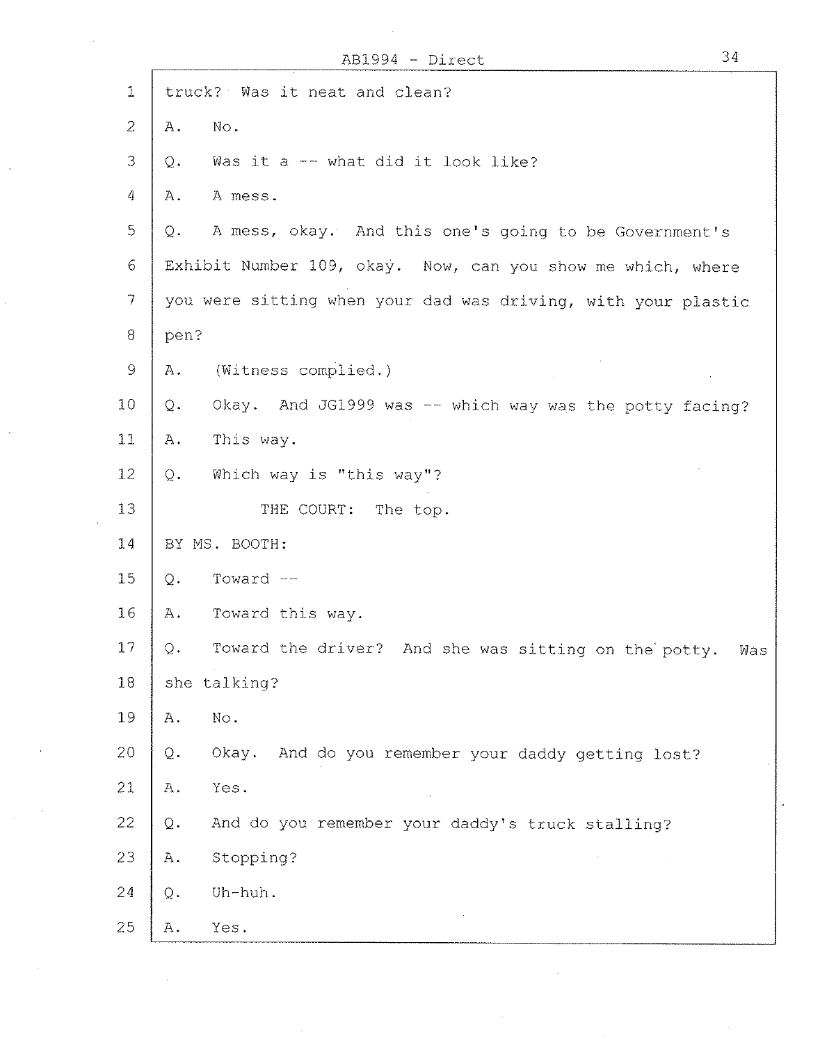truck? Was it neat and clean?

A. No.

Q. Was it a -- what did it look like?

A. A mess.

Q. A mess, okay. And this one's going to be Government's Exhibit Number 109, okay. Now, can you show me which, where you were sitting when your dad was driving, with your plastic pen?

A. (Witness complied.)

Q. Okay. And JG1999 was -- which way was the potty facing?

A. This way.

Q. Which way is "this way"?

THE COURT: The top.

BY MS. BOOTH:

Q. Toward --

A. Toward this way.

Q. Toward the driver? And she was sitting on the potty. Was she talking?

A. No.

Q. Okay. And do you remember your daddy getting lost?

A. Yes.

Q. And do you remember your daddy's truck stalling?

A. Stopping?

Q. Uh-huh.

A. Yes.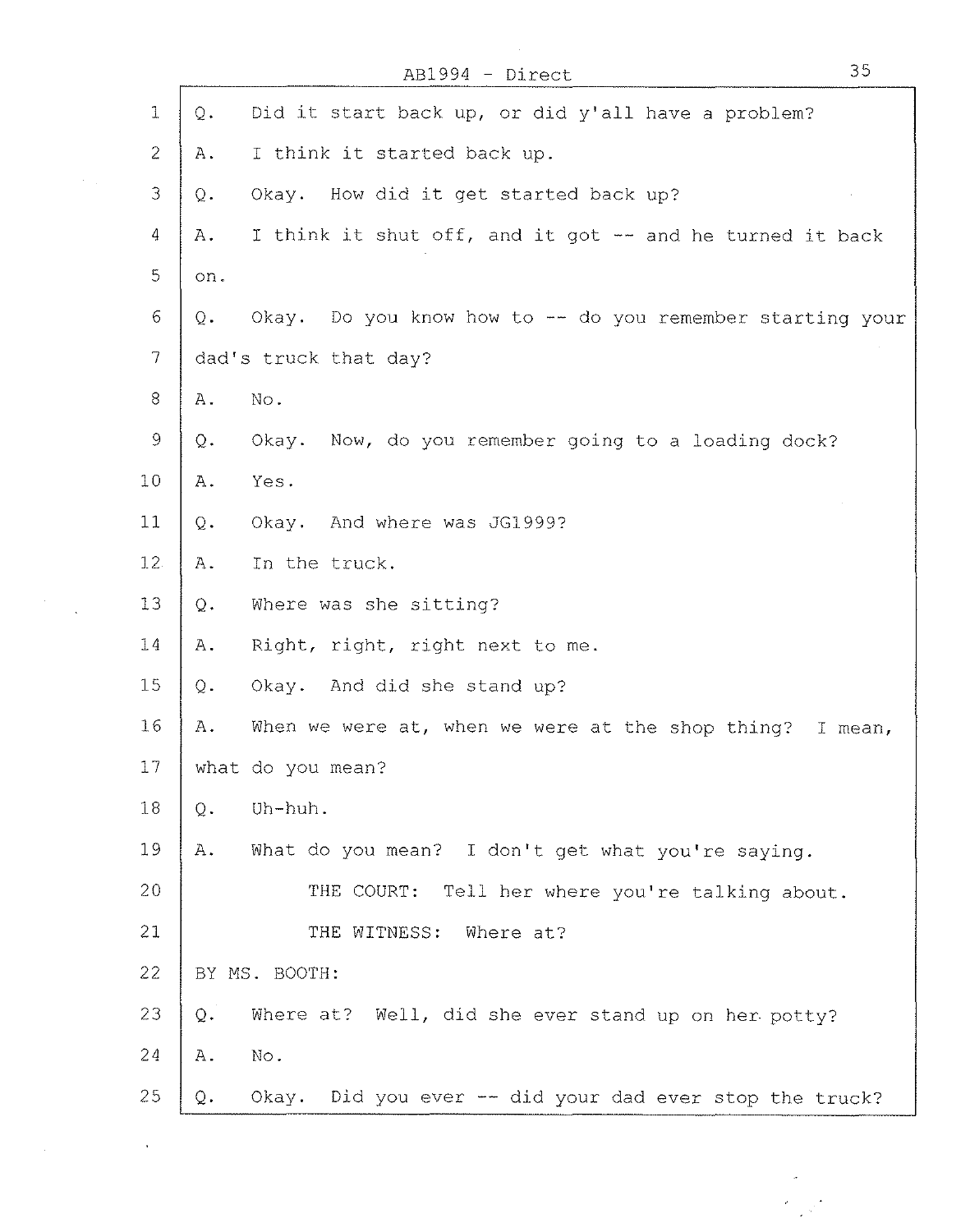AB1994 - Direct

1 Q. Did it start back up, or did y'all have a problem?

2 A. I think it started back up.

3 Q. Okay. How did it get started back up?

4 A. I think it shut off, and it got -- and he turned it back

5 on.

6 Q. Okay. Do you know how to -- do you remember starting your

7 dad's truck that day?

8 A. No.

9 Q. Okay. Now, do you remember going to a loading dock?

10 A. Yes.

11 Q. Okay. And where was JG1999?

12 A. In the truck.

13 Q. Where was she sitting?

14 A. Right, right, right next to me.

15 Q. Okay. And did she stand up?

16 A. When we were at, when we were at the shop thing? I mean,

17 what do you mean?

18 Q. Uh-huh.

19 A. What do you mean? I don't get what you're saying.

20 THE COURT: Tell her where you're talking about.

21 THE WITNESS: Where at?

22 BY MS. BOOTH:

23 Q. Where at? Well, did she ever stand up on her potty?

24 A. No.

25 Q. Okay. Did you ever -- did your dad ever stop the truck?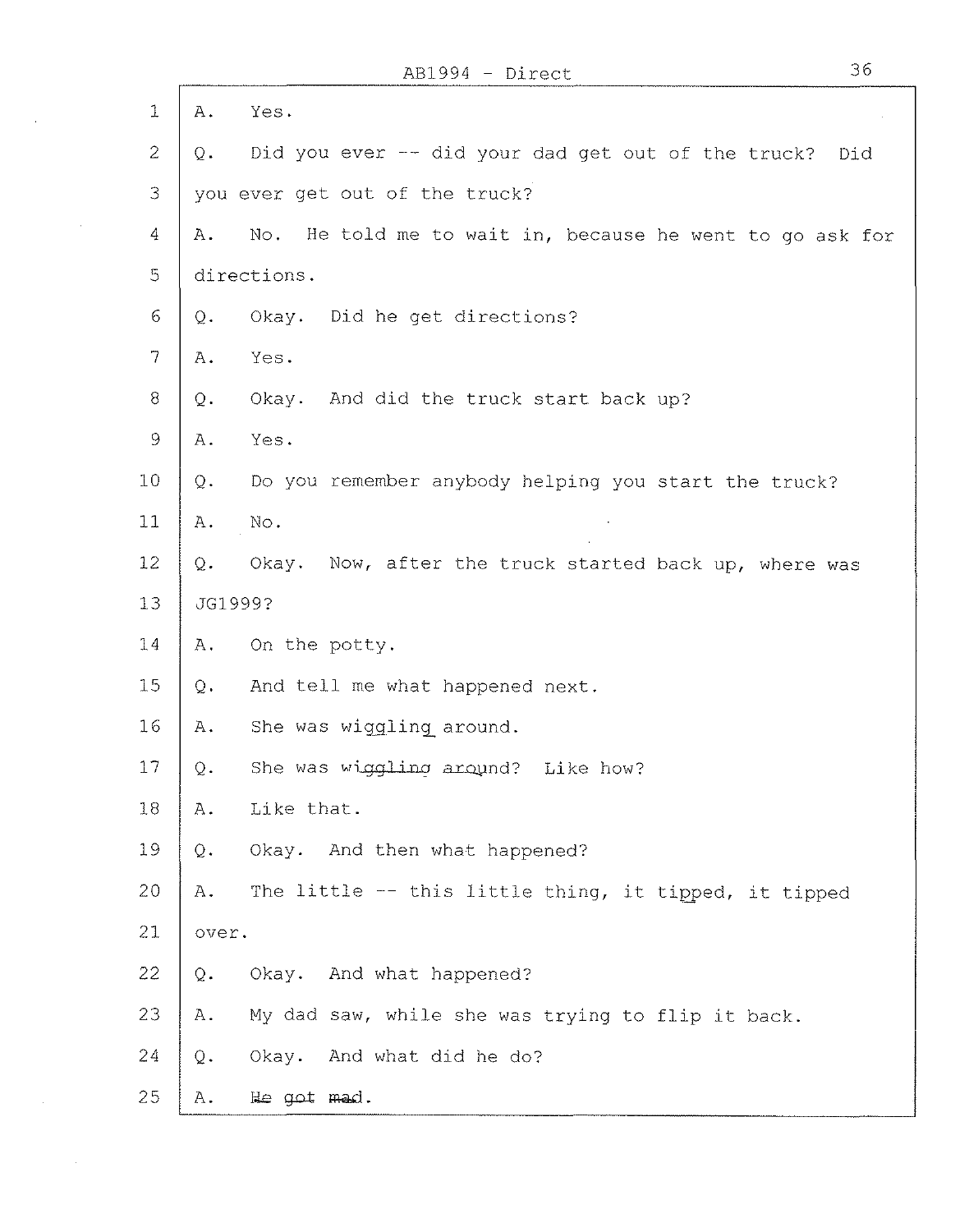AB1994 - Direct

1 A. Yes.

2 Q. Did you ever -- did your dad get out of the truck? Did

3 you ever get out of the truck?

4 A. No. He told me to wait in, because he went to go ask for

5 directions.

6 Q. Okay. Did he get directions?

7 A. Yes.

8 Q. Okay. And did the truck start back up?

9 A. Yes.

10 Q. Do you remember anybody helping you start the truck?

11 A. No.

12 Q. Okay. Now, after the truck started back up, where was

13 JG1999?

14 A. On the potty.

15 Q. And tell me what happened next.

16 A. She was wiggling around.

17 Q. She was wiggling around? Like how?

18 A. Like that.

19 Q. Okay. And then what happened?

20 A. The little -- this little thing, it tipped, it tipped

21 over.

22 Q. Okay. And what happened?

23 A. My dad saw, while she was trying to flip it back.

24 Q. Okay. And what did he do?

25 A. He got mad.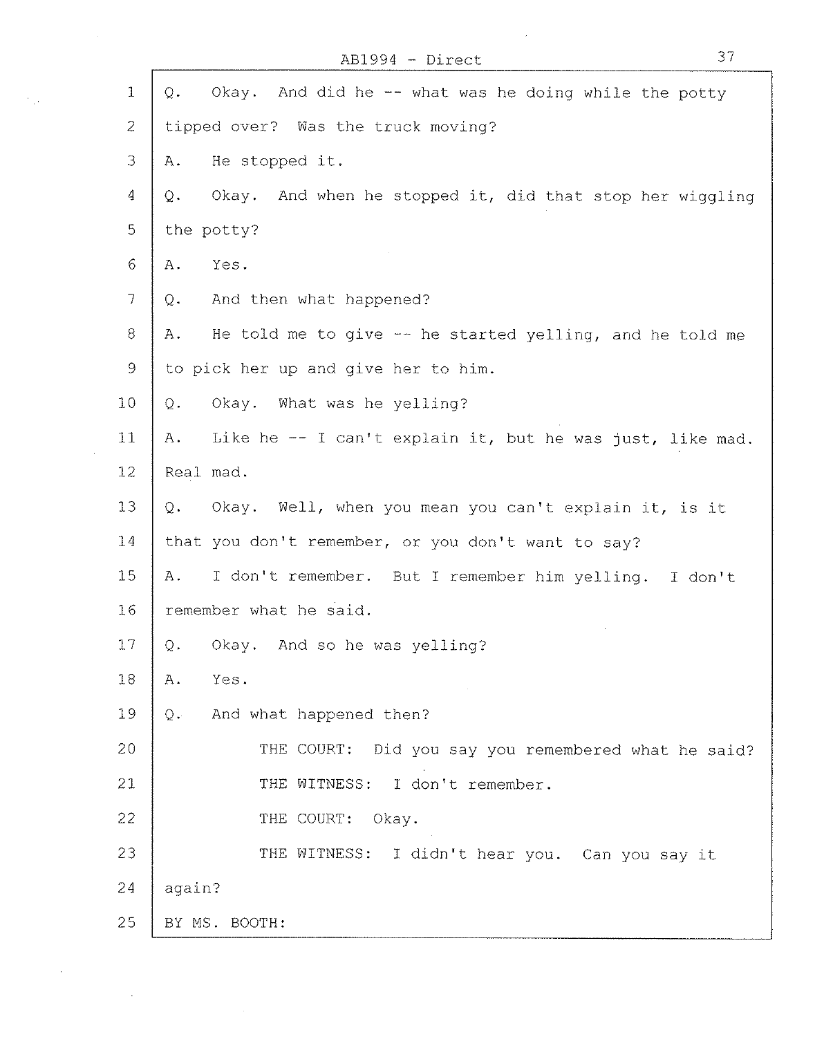Q. Okay. And did he -- what was he doing while the potty tipped over? Was the truck moving?

A. He stopped it.

Q. Okay. And when he stopped it, did that stop her wiggling the potty?

A. Yes.

Q. And then what happened?

A. He told me to give -- he started yelling, and he told me to pick her up and give her to him.

Q. Okay. What was he yelling?

A. Like he -- I can't explain it, but he was just, like mad. Real mad.

Q. Okay. Well, when you mean you can't explain it, is it that you don't remember, or you don't want to say?

A. I don't remember. But I remember him yelling. I don't remember what he said.

Q. Okay. And so he was yelling?

A. Yes.

Q. And what happened then?

THE COURT: Did you say you remembered what he said?

THE WITNESS: I don't remember.

THE COURT: Okay.

THE WITNESS: I didn't hear you. Can you say it again?

BY MS. BOOTH: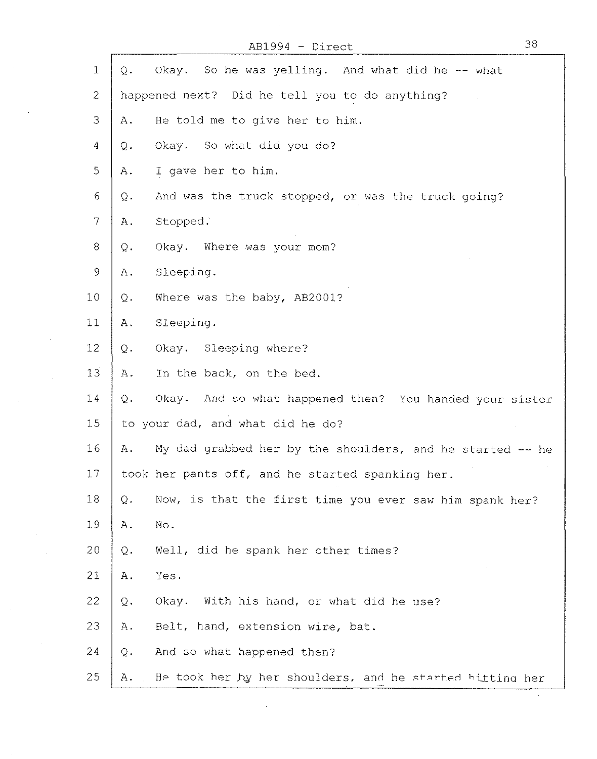AB1994 - Direct

1 Q. Okay. So he was yelling. And what did he -- what

2 happened next? Did he tell you to do anything?

3 A. He told me to give her to him.

4 Q. Okay. So what did you do?

5 A. I gave her to him.

6 Q. And was the truck stopped, or was the truck going?

7 A. Stopped.

8 Q. Okay. Where was your mom?

9 A. Sleeping.

10 Q. Where was the baby, AB2001?

11 A. Sleeping.

12 Q. Okay. Sleeping where?

13 A. In the back, on the bed.

14 Q. Okay. And so what happened then? You handed your sister

15 to your dad, and what did he do?

16 A. My dad grabbed her by the shoulders, and he started -- he

17 took her pants off, and he started spanking her.

18 Q. Now, is that the first time you ever saw him spank her?

19 A. No.

20 Q. Well, did he spank her other times?

21 A. Yes.

22 Q. Okay. With his hand, or what did he use?

23 A. Belt, hand, extension wire, bat.

24 Q. And so what happened then?

25 A. He took her by her shoulders, and he started hitting her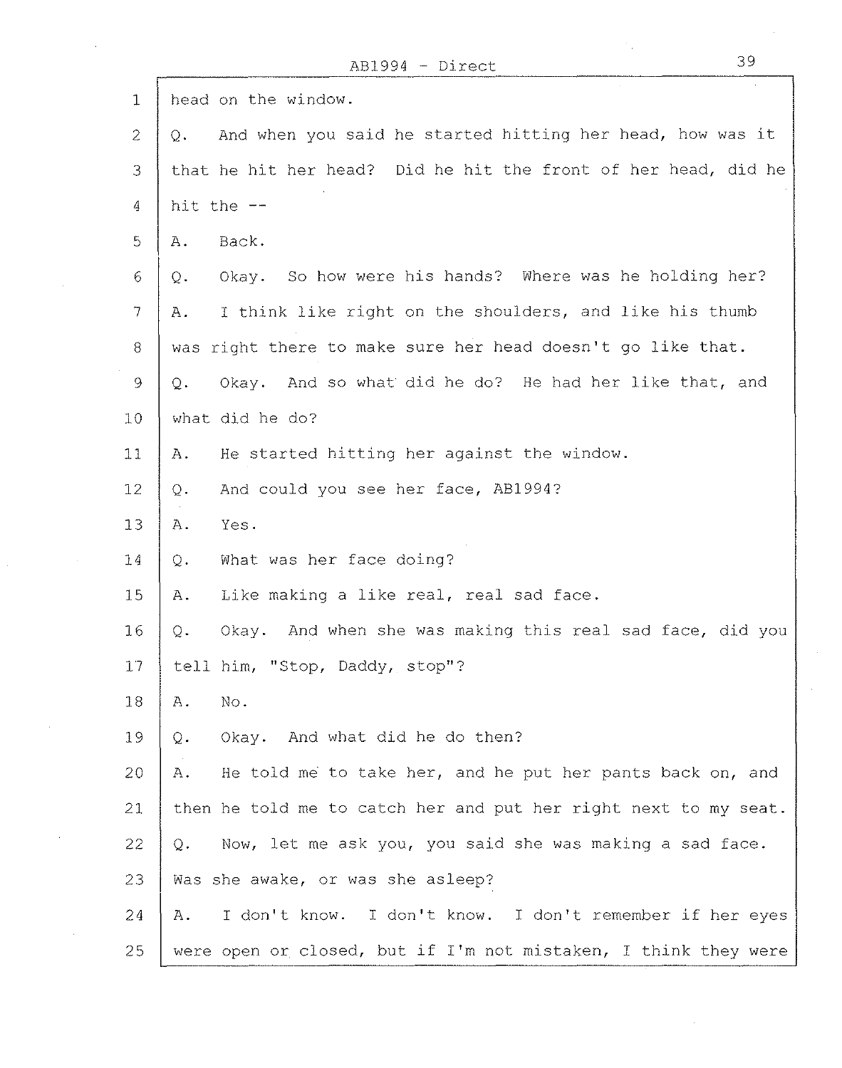head on the window.

Q. And when you said he started hitting her head, how was it that he hit her head? Did he hit the front of her head, did he hit the --

A. Back.

Q. Okay. So how were his hands? Where was he holding her?

A. I think like right on the shoulders, and like his thumb was right there to make sure her head doesn't go like that.

Q. Okay. And so what did he do? He had her like that, and what did he do?

A. He started hitting her against the window.

Q. And could you see her face, AB1994?

A. Yes.

Q. What was her face doing?

A. Like making a like real, real sad face.

Q. Okay. And when she was making this real sad face, did you tell him, "Stop, Daddy, stop"?

A. No.

Q. Okay. And what did he do then?

A. He told me to take her, and he put her pants back on, and then he told me to catch her and put her right next to my seat.

Q. Now, let me ask you, you said she was making a sad face. Was she awake, or was she asleep?

A. I don't know. I don't know. I don't remember if her eyes were open or closed, but if I'm not mistaken, I think they were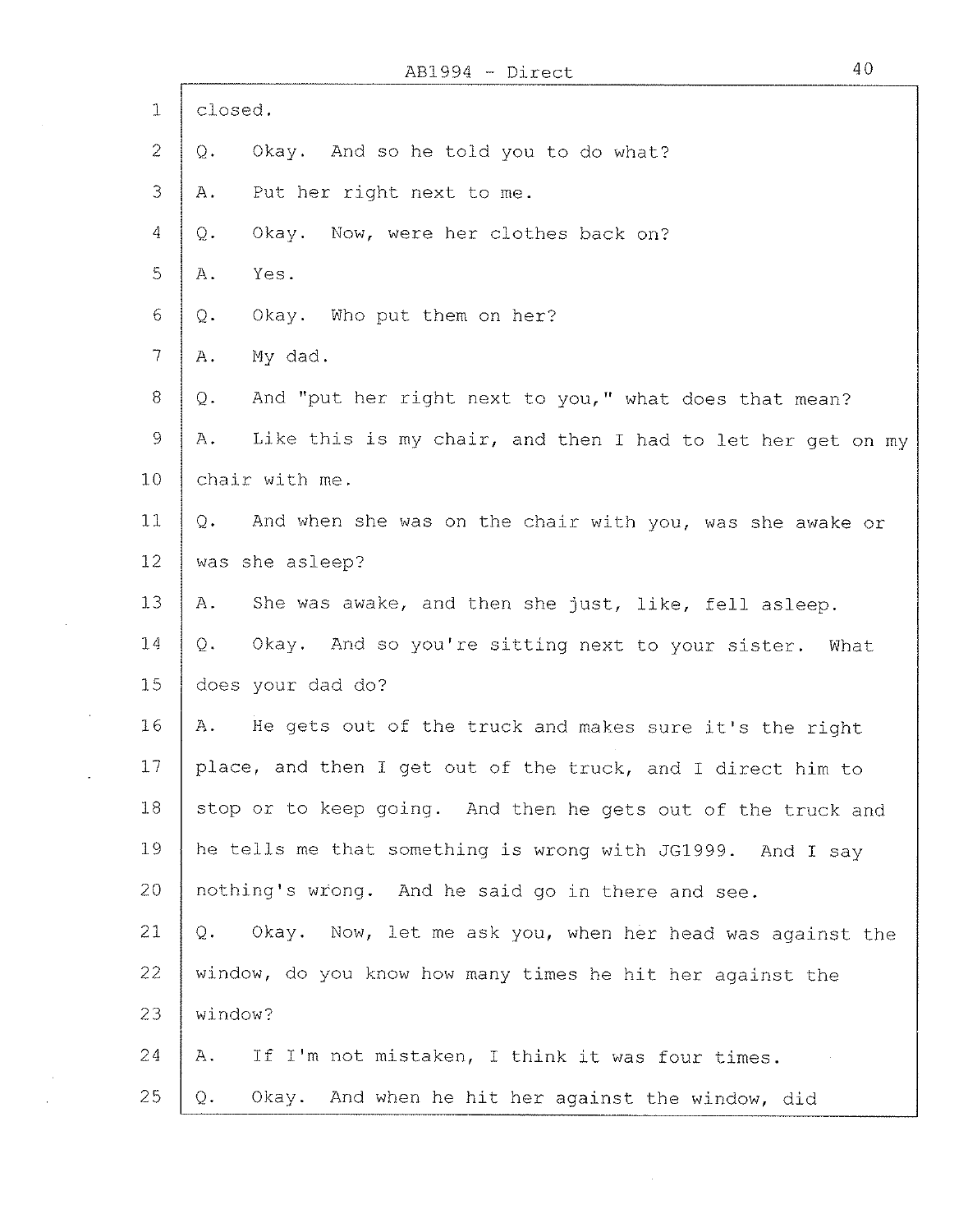closed.

Q. Okay. And so he told you to do what?

A. Put her right next to me.

Q. Okay. Now, were her clothes back on?

A. Yes.

Q. Okay. Who put them on her?

A. My dad.

Q. And "put her right next to you," what does that mean?

A. Like this is my chair, and then I had to let her get on my chair with me.

Q. And when she was on the chair with you, was she awake or was she asleep?

A. She was awake, and then she just, like, fell asleep.

Q. Okay. And so you're sitting next to your sister. What does your dad do?

A. He gets out of the truck and makes sure it's the right place, and then I get out of the truck, and I direct him to stop or to keep going. And then he gets out of the truck and he tells me that something is wrong with JG1999. And I say nothing's wrong. And he said go in there and see.

Q. Okay. Now, let me ask you, when her head was against the window, do you know how many times he hit her against the window?

A. If I'm not mistaken, I think it was four times.

Q. Okay. And when he hit her against the window, did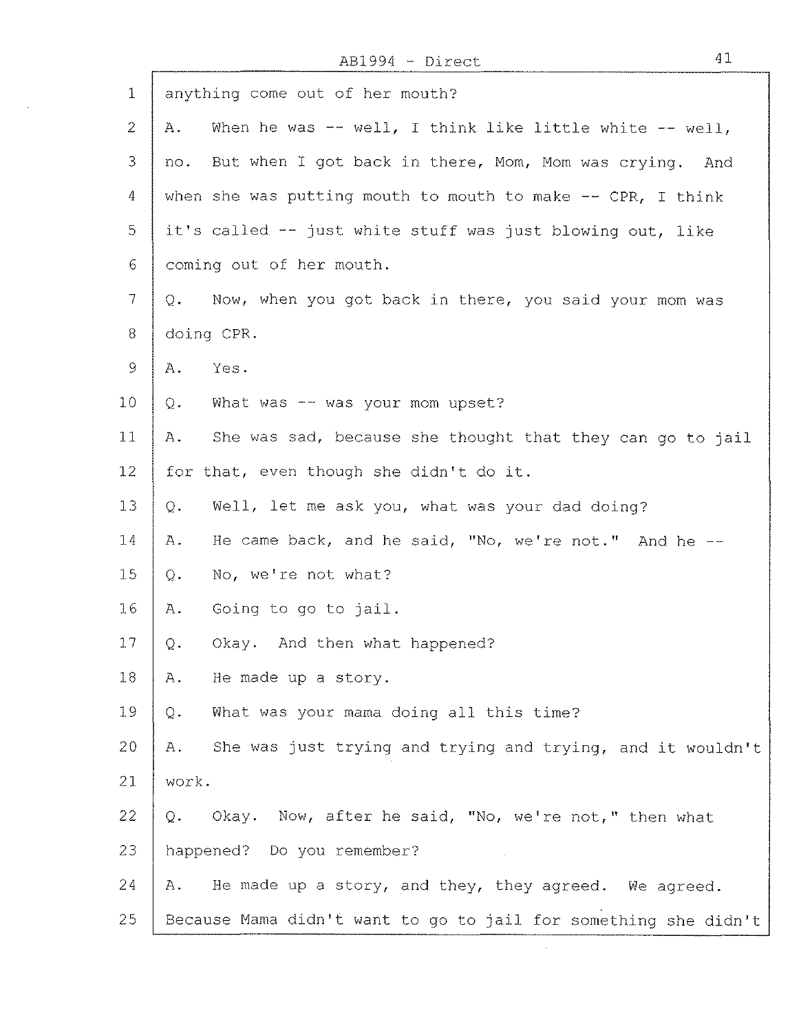anything come out of her mouth?

A. When he was -- well, I think like little white -- well, no. But when I got back in there, Mom, Mom was crying. And when she was putting mouth to mouth to make -- CPR, I think it's called -- just white stuff was just blowing out, like coming out of her mouth.

Q. Now, when you got back in there, you said your mom was doing CPR.

A. Yes.

Q. What was -- was your mom upset?

A. She was sad, because she thought that they can go to jail for that, even though she didn't do it.

Q. Well, let me ask you, what was your dad doing?

A. He came back, and he said, "No, we're not." And he --

Q. No, we're not what?

A. Going to go to jail.

Q. Okay. And then what happened?

A. He made up a story.

Q. What was your mama doing all this time?

A. She was just trying and trying and trying, and it wouldn't work.

Q. Okay. Now, after he said, "No, we're not," then what happened? Do you remember?

A. He made up a story, and they, they agreed. We agreed. Because Mama didn't want to go to jail for something she didn't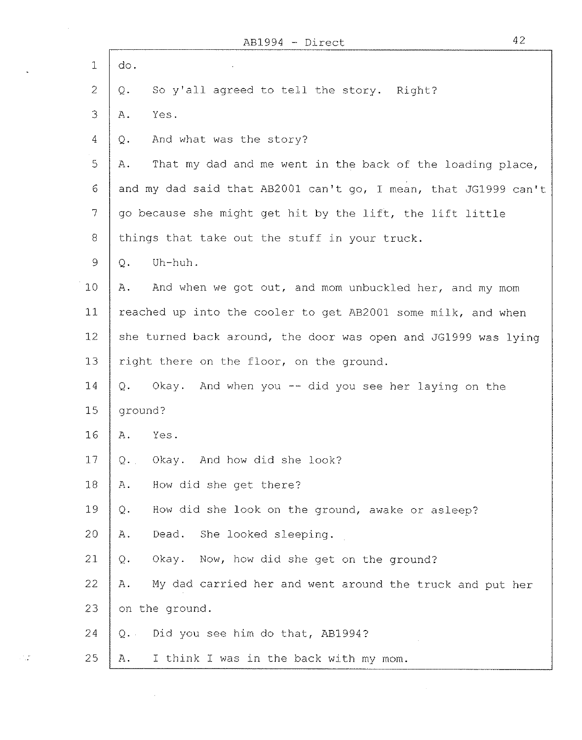do.

Q. So y'all agreed to tell the story. Right?

A. Yes.

Q. And what was the story?

A. That my dad and me went in the back of the loading place, and my dad said that AB2001 can't go, I mean, that JG1999 can't go because she might get hit by the lift, the lift little things that take out the stuff in your truck.

Q. Uh-huh.

A. And when we got out, and mom unbuckled her, and my mom reached up into the cooler to get AB2001 some milk, and when she turned back around, the door was open and JG1999 was lying right there on the floor, on the ground.

Q. Okay. And when you -- did you see her laying on the ground?

A. Yes.

Q. Okay. And how did she look?

A. How did she get there?

Q. How did she look on the ground, awake or asleep?

A. Dead. She looked sleeping.

Q. Okay. Now, how did she get on the ground?

A. My dad carried her and went around the truck and put her on the ground.

Q. Did you see him do that, AB1994?

A. I think I was in the back with my mom.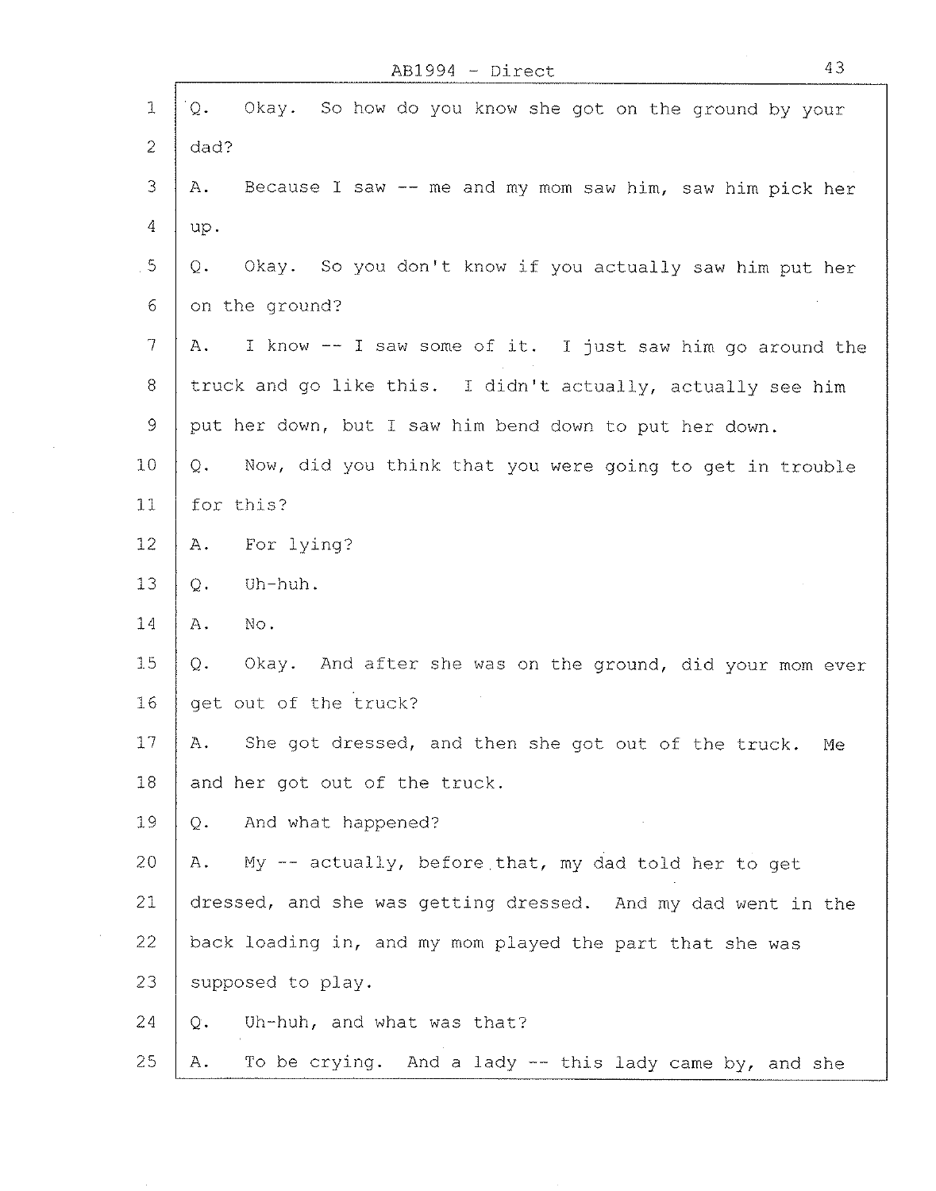Q. Okay. So how do you know she got on the ground by your dad?

A. Because I saw -- me and my mom saw him, saw him pick her up.

Q. Okay. So you don't know if you actually saw him put her on the ground?

A. I know -- I saw some of it. I just saw him go around the truck and go like this. I didn't actually, actually see him put her down, but I saw him bend down to put her down.

Q. Now, did you think that you were going to get in trouble for this?

A. For lying?

Q. Uh-huh.

A. No.

Q. Okay. And after she was on the ground, did your mom ever get out of the truck?

A. She got dressed, and then she got out of the truck. Me and her got out of the truck.

Q. And what happened?

A. My -- actually, before that, my dad told her to get dressed, and she was getting dressed. And my dad went in the back loading in, and my mom played the part that she was supposed to play.

Q. Uh-huh, and what was that?

A. To be crying. And a lady -- this lady came by, and she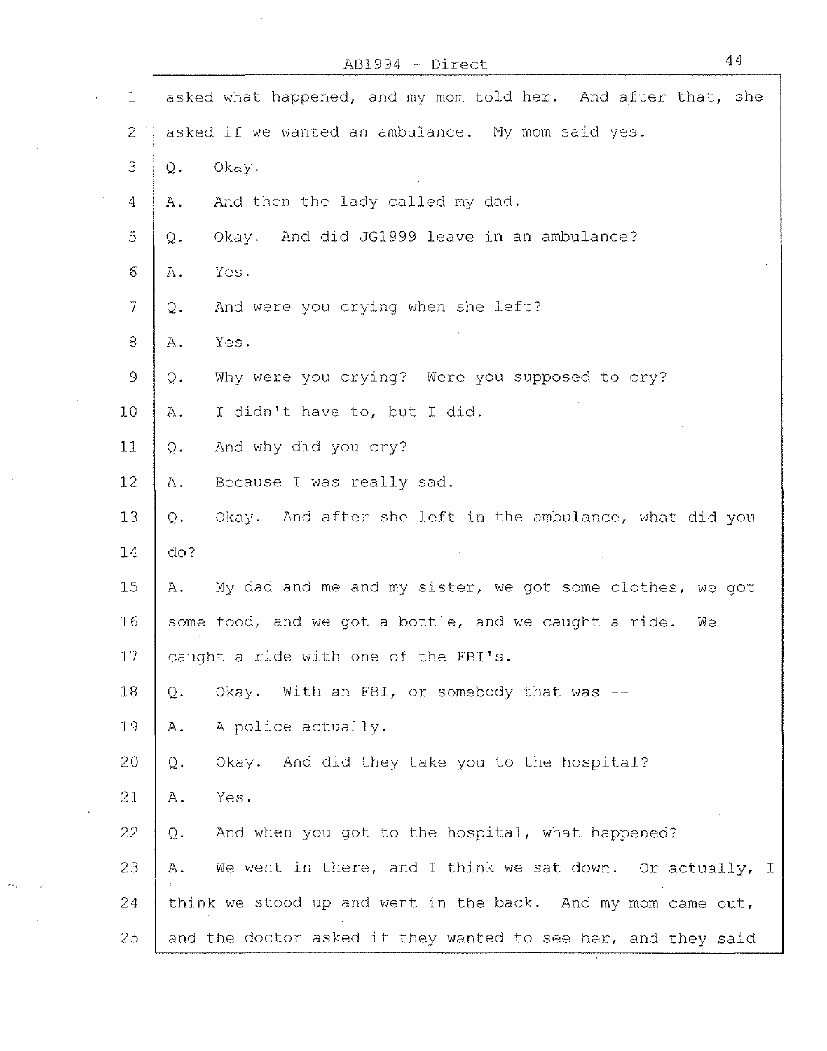asked what happened, and my mom told her. And after that, she asked if we wanted an ambulance. My mom said yes.

Q. Okay.

A. And then the lady called my dad.

Q. Okay. And did JG1999 leave in an ambulance?

A. Yes.

Q. And were you crying when she left?

A. Yes.

Q. Why were you crying? Were you supposed to cry?

A. I didn't have to, but I did.

Q. And why did you cry?

A. Because I was really sad.

Q. Okay. And after she left in the ambulance, what did you do?

A. My dad and me and my sister, we got some clothes, we got some food, and we got a bottle, and we caught a ride. We caught a ride with one of the FBI's.

Q. Okay. With an FBI, or somebody that was --

A. A police actually.

Q. Okay. And did they take you to the hospital?

A. Yes.

Q. And when you got to the hospital, what happened?

A. We went in there, and I think we sat down. Or actually, I think we stood up and went in the back. And my mom came out, and the doctor asked if they wanted to see her, and they said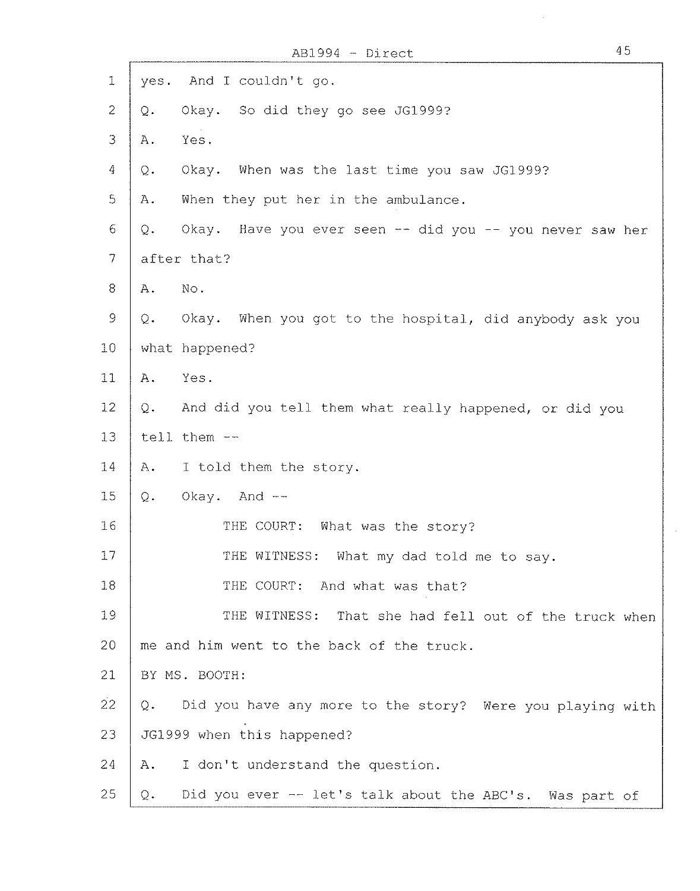yes. And I couldn't go.

Q. Okay. So did they go see JG1999?

A. Yes.

Q. Okay. When was the last time you saw JG1999?

A. When they put her in the ambulance.

Q. Okay. Have you ever seen -- did you -- you never saw her after that?

A. No.

Q. Okay. When you got to the hospital, did anybody ask you what happened?

A. Yes.

Q. And did you tell them what really happened, or did you tell them --

A. I told them the story.

Q. Okay. And --

THE COURT: What was the story?

THE WITNESS: What my dad told me to say.

THE COURT: And what was that?

THE WITNESS: That she had fell out of the truck when me and him went to the back of the truck.

BY MS. BOOTH:

Q. Did you have any more to the story? Were you playing with JG1999 when this happened?

A. I don't understand the question.

Q. Did you ever -- let's talk about the ABC's. Was part of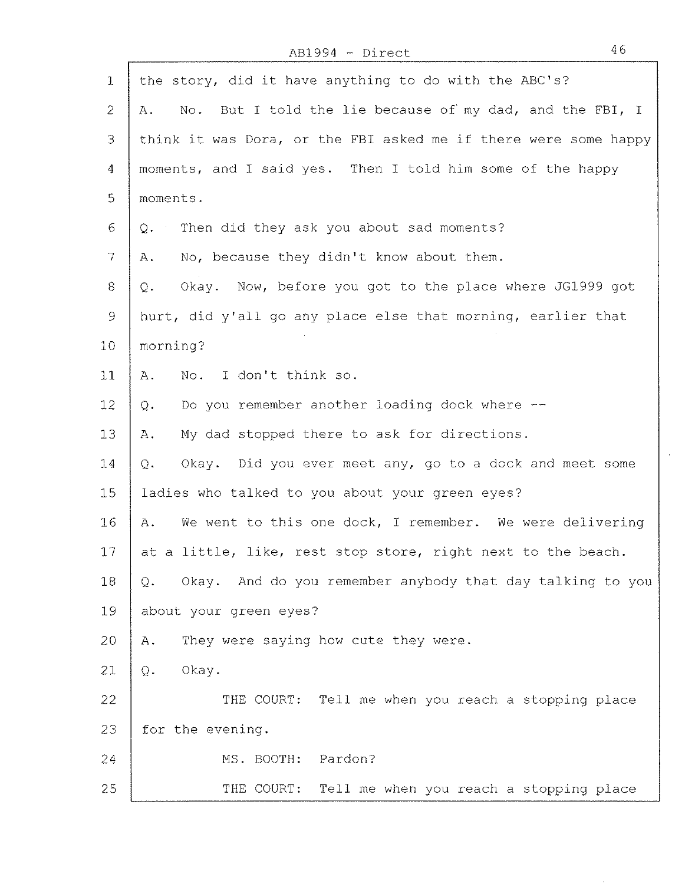AB1994 - Direct

1 the story, did it have anything to do with the ABC's?

2 A. No. But I told the lie because of my dad, and the FBI, I

3 think it was Dora, or the FBI asked me if there were some happy

4 moments, and I said yes. Then I told him some of the happy

5 moments.

6 Q. Then did they ask you about sad moments?

7 A. No, because they didn't know about them.

8 Q. Okay. Now, before you got to the place where JG1999 got

9 hurt, did y'all go any place else that morning, earlier that

10 morning?

11 A. No. I don't think so.

12 Q. Do you remember another loading dock where --

13 A. My dad stopped there to ask for directions.

14 Q. Okay. Did you ever meet any, go to a dock and meet some

15 ladies who talked to you about your green eyes?

16 A. We went to this one dock, I remember. We were delivering

17 at a little, like, rest stop store, right next to the beach.

18 Q. Okay. And do you remember anybody that day talking to you

19 about your green eyes?

20 A. They were saying how cute they were.

21 Q. Okay.

22 THE COURT: Tell me when you reach a stopping place

23 for the evening.

24 MS. BOOTH: Pardon?

25 THE COURT: Tell me when you reach a stopping place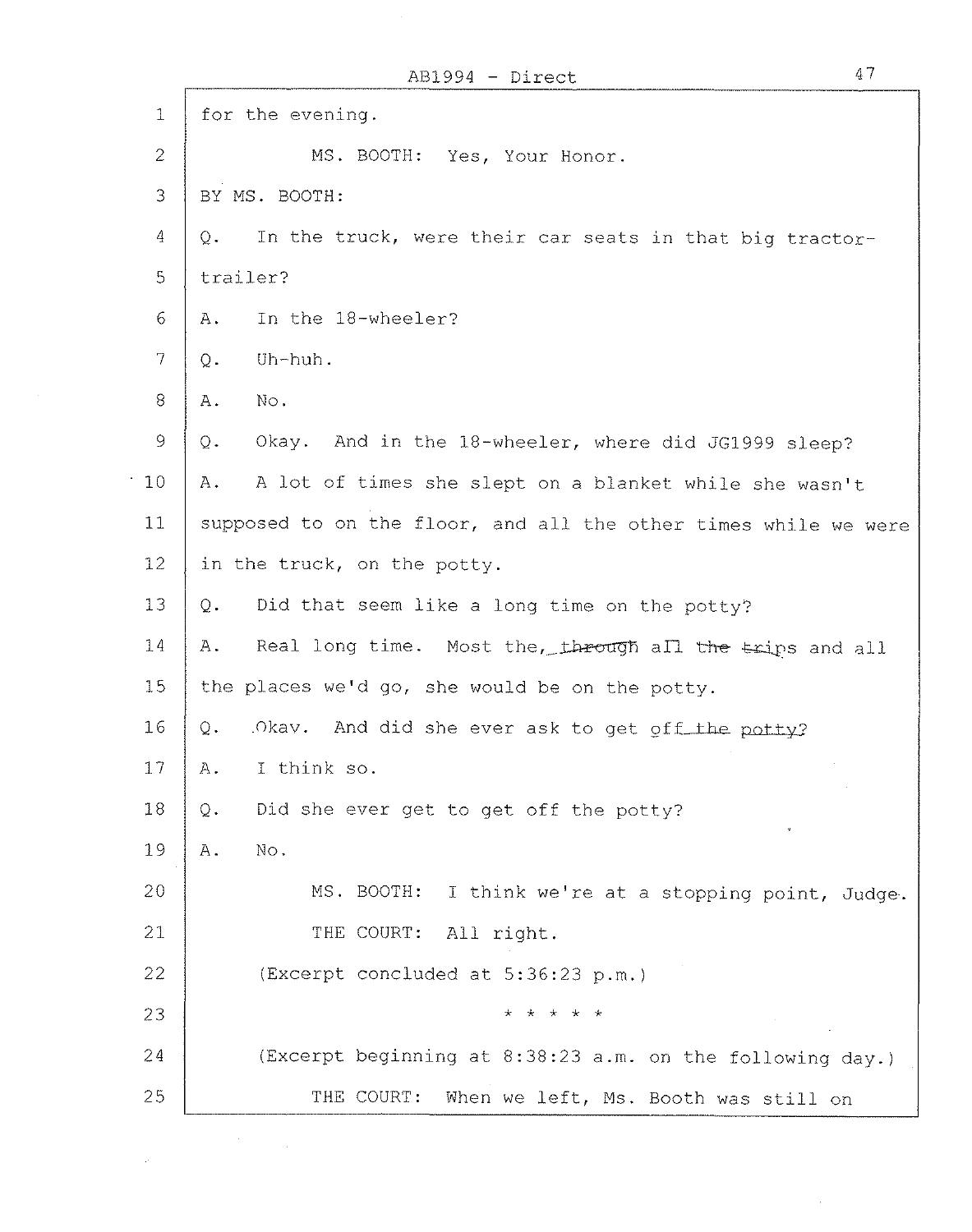1 for the evening.

2 MS. BOOTH: Yes, Your Honor.

3 BY MS. BOOTH:

4 Q. In the truck, were their car seats in that big tractor-

5 trailer?

6 A. In the 18-wheeler?

7 Q. Uh-huh.

8 A. No.

9 Q. Okay. And in the 18-wheeler, where did JG1999 sleep?

10 A. A lot of times she slept on a blanket while she wasn't

11 supposed to on the floor, and all the other times while we were

12 in the truck, on the potty.

13 Q. Did that seem like a long time on the potty?

14 A. Real long time. Most the, through all the trips and all

15 the places we'd go, she would be on the potty.

16 Q. Okay. And did she ever ask to get off the potty?

17 A. I think so.

18 Q. Did she ever get to get off the potty?

19 A. No.

20 MS. BOOTH: I think we're at a stopping point, Judge.

21 THE COURT: All right.

22 (Excerpt concluded at 5:36:23 p.m.)

23 * * * * *

24 (Excerpt beginning at 8:38:23 a.m. on the following day.)

25 THE COURT: When we left, Ms. Booth was still on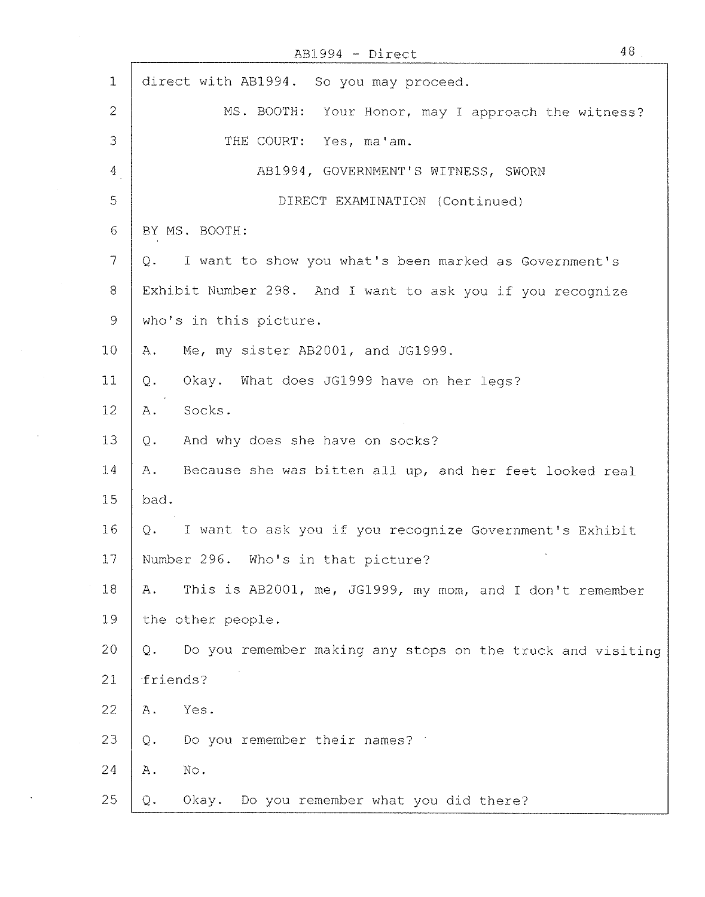direct with AB1994. So you may proceed.

MS. BOOTH: Your Honor, may I approach the witness?

THE COURT: Yes, ma'am.

AB1994, GOVERNMENT'S WITNESS, SWORN

DIRECT EXAMINATION (Continued)

BY MS. BOOTH:

Q. I want to show you what's been marked as Government's Exhibit Number 298. And I want to ask you if you recognize who's in this picture.

A. Me, my sister AB2001, and JG1999.

Q. Okay. What does JG1999 have on her legs?

A. Socks.

Q. And why does she have on socks?

A. Because she was bitten all up, and her feet looked real bad.

Q. I want to ask you if you recognize Government's Exhibit Number 296. Who's in that picture?

A. This is AB2001, me, JG1999, my mom, and I don't remember the other people.

Q. Do you remember making any stops on the truck and visiting friends?

A. Yes.

Q. Do you remember their names?

A. No.

Q. Okay. Do you remember what you did there?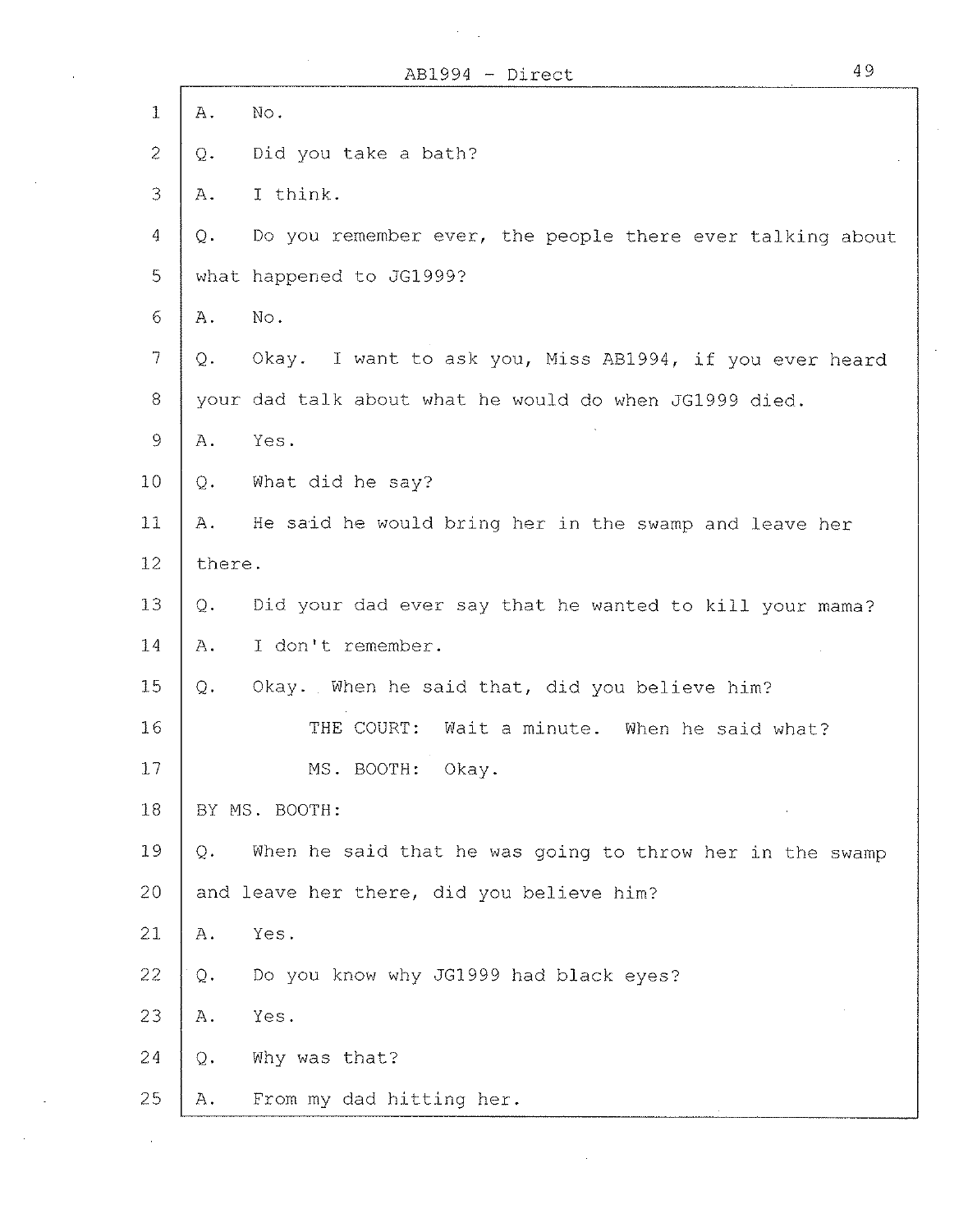A. No.

Q. Did you take a bath?

A. I think.

Q. Do you remember ever, the people there ever talking about what happened to JG1999?

A. No.

Q. Okay. I want to ask you, Miss AB1994, if you ever heard your dad talk about what he would do when JG1999 died.

A. Yes.

Q. What did he say?

A. He said he would bring her in the swamp and leave her there.

Q. Did your dad ever say that he wanted to kill your mama?

A. I don't remember.

Q. Okay. When he said that, did you believe him?

THE COURT: Wait a minute. When he said what?

MS. BOOTH: Okay.

BY MS. BOOTH:

Q. When he said that he was going to throw her in the swamp and leave her there, did you believe him?

A. Yes.

Q. Do you know why JG1999 had black eyes?

A. Yes.

Q. Why was that?

A. From my dad hitting her.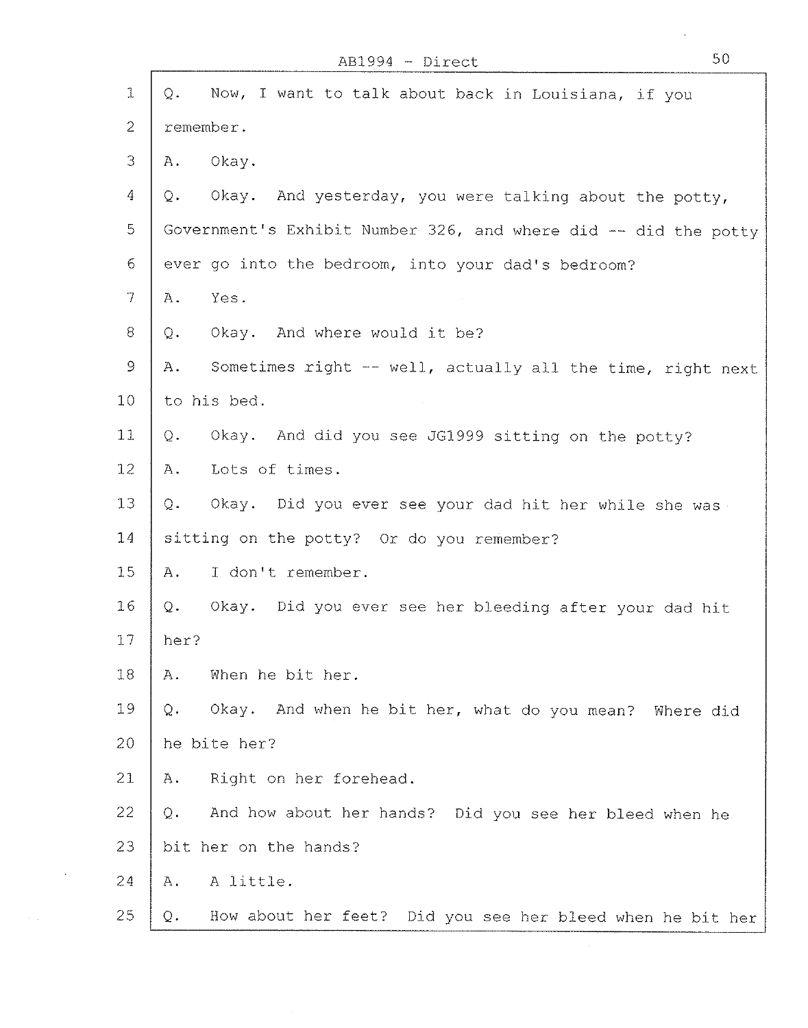AB1994 - Direct

1 Q. Now, I want to talk about back in Louisiana, if you
2 remember.
3 A. Okay.
4 Q. Okay. And yesterday, you were talking about the potty,
5 Government's Exhibit Number 326, and where did -- did the potty
6 ever go into the bedroom, into your dad's bedroom?
7 A. Yes.
8 Q. Okay. And where would it be?
9 A. Sometimes right -- well, actually all the time, right next
10 to his bed.
11 Q. Okay. And did you see JG1999 sitting on the potty?
12 A. Lots of times.
13 Q. Okay. Did you ever see your dad hit her while she was
14 sitting on the potty? Or do you remember?
15 A. I don't remember.
16 Q. Okay. Did you ever see her bleeding after your dad hit
17 her?
18 A. When he bit her.
19 Q. Okay. And when he bit her, what do you mean? Where did
20 he bite her?
21 A. Right on her forehead.
22 Q. And how about her hands? Did you see her bleed when he
23 bit her on the hands?
24 A. A little.
25 Q. How about her feet? Did you see her bleed when he bit her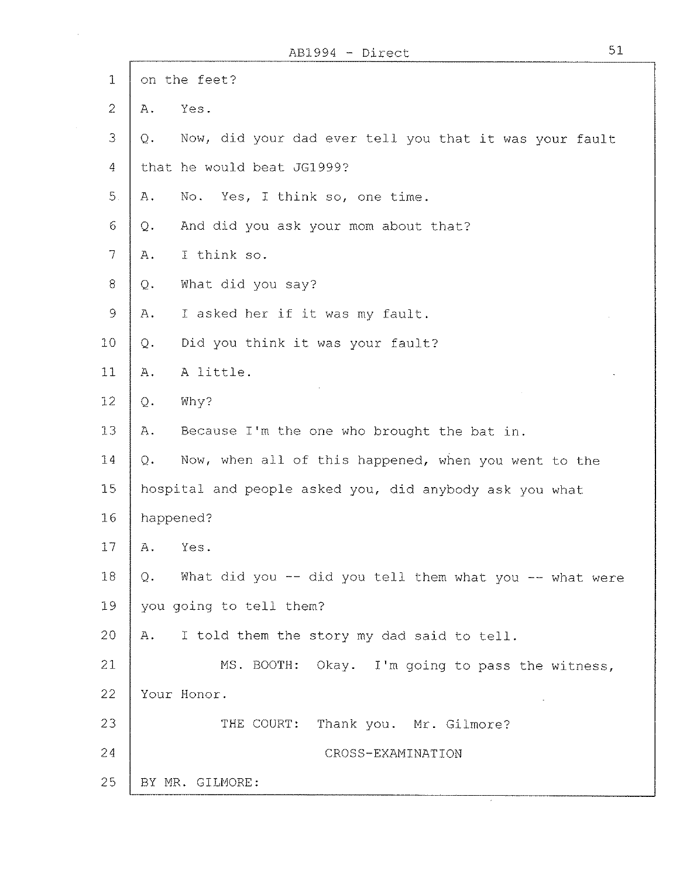on the feet?

A. Yes.

Q. Now, did your dad ever tell you that it was your fault that he would beat JG1999?

A. No. Yes, I think so, one time.

Q. And did you ask your mom about that?

A. I think so.

Q. What did you say?

A. I asked her if it was my fault.

Q. Did you think it was your fault?

A. A little.

Q. Why?

A. Because I'm the one who brought the bat in.

Q. Now, when all of this happened, when you went to the hospital and people asked you, did anybody ask you what happened?

A. Yes.

Q. What did you -- did you tell them what you -- what were you going to tell them?

A. I told them the story my dad said to tell.

MS. BOOTH: Okay. I'm going to pass the witness, Your Honor.

THE COURT: Thank you. Mr. Gilmore?

CROSS-EXAMINATION

BY MR. GILMORE: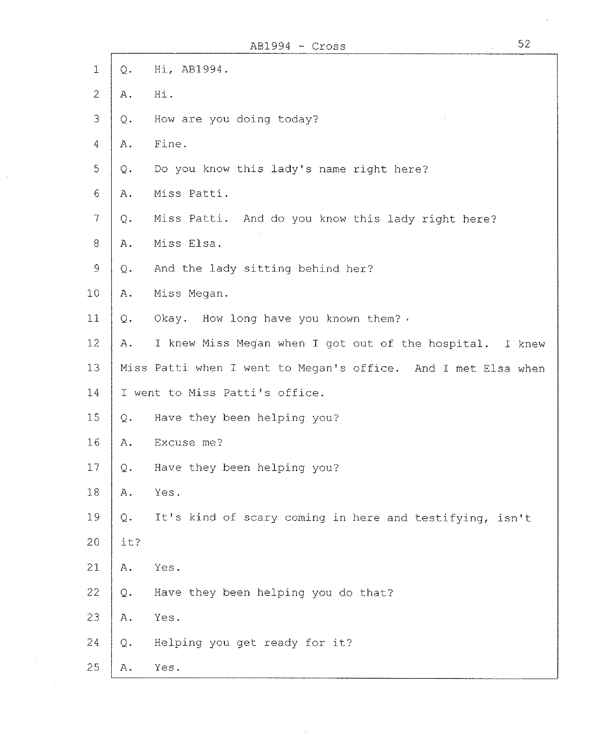## AB1994 - Cross

1 Q. Hi, AB1994.

2 A. Hi.

3 Q. How are you doing today?

4 A. Fine.

5 Q. Do you know this lady's name right here?

6 A. Miss Patti.

7 Q. Miss Patti. And do you know this lady right here?

8 A. Miss Elsa.

9 Q. And the lady sitting behind her?

10 A. Miss Megan.

11 Q. Okay. How long have you known them?

12 A. I knew Miss Megan when I got out of the hospital. I knew

13 Miss Patti when I went to Megan's office. And I met Elsa when

14 I went to Miss Patti's office.

15 Q. Have they been helping you?

16 A. Excuse me?

17 Q. Have they been helping you?

18 A. Yes.

19 Q. It's kind of scary coming in here and testifying, isn't

20 it?

21 A. Yes.

22 Q. Have they been helping you do that?

23 A. Yes.

24 Q. Helping you get ready for it?

25 A. Yes.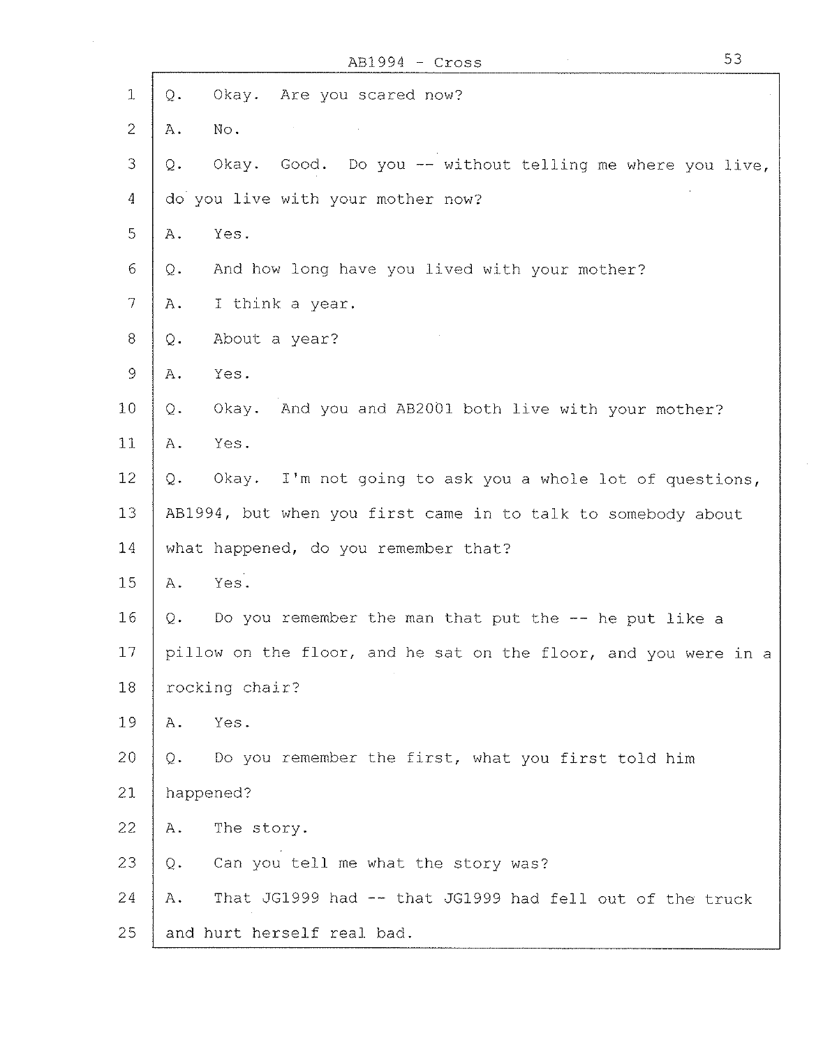1 Q. Okay. Are you scared now?

2 A. No.

3 Q. Okay. Good. Do you -- without telling me where you live,

4 do you live with your mother now?

5 A. Yes.

6 Q. And how long have you lived with your mother?

7 A. I think a year.

8 Q. About a year?

9 A. Yes.

10 Q. Okay. And you and AB2001 both live with your mother?

11 A. Yes.

12 Q. Okay. I'm not going to ask you a whole lot of questions,

13 AB1994, but when you first came in to talk to somebody about

14 what happened, do you remember that?

15 A. Yes.

16 Q. Do you remember the man that put the -- he put like a

17 pillow on the floor, and he sat on the floor, and you were in a

18 rocking chair?

19 A. Yes.

20 Q. Do you remember the first, what you first told him

21 happened?

22 A. The story.

23 Q. Can you tell me what the story was?

24 A. That JG1999 had -- that JG1999 had fell out of the truck

25 and hurt herself real bad.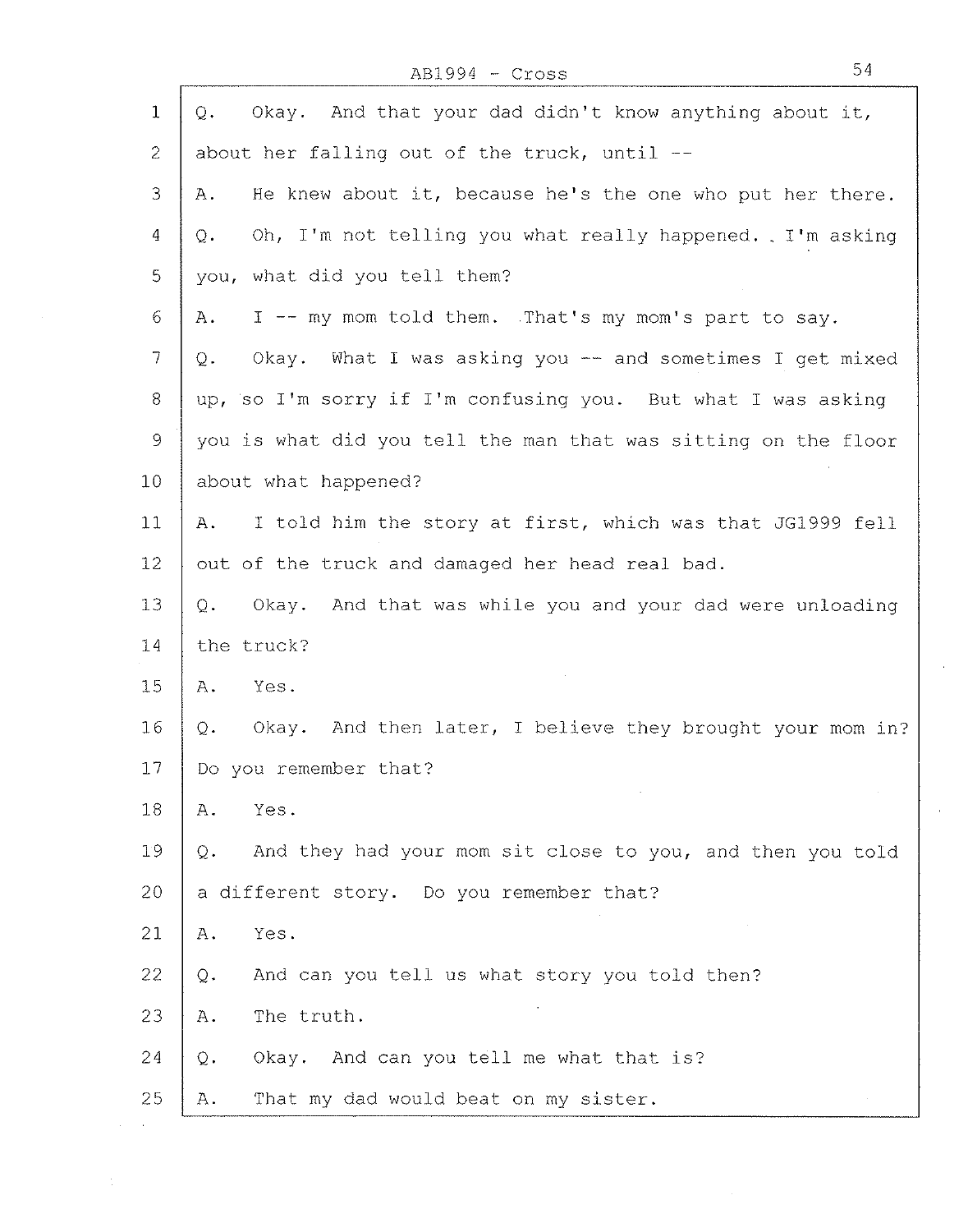AB1994 - Cross

1 Q. Okay. And that your dad didn't know anything about it,
2 about her falling out of the truck, until --
3 A. He knew about it, because he's the one who put her there.
4 Q. Oh, I'm not telling you what really happened. I'm asking
5 you, what did you tell them?
6 A. I -- my mom told them. That's my mom's part to say.
7 Q. Okay. What I was asking you -- and sometimes I get mixed
8 up, so I'm sorry if I'm confusing you. But what I was asking
9 you is what did you tell the man that was sitting on the floor
10 about what happened?
11 A. I told him the story at first, which was that JG1999 fell
12 out of the truck and damaged her head real bad.
13 Q. Okay. And that was while you and your dad were unloading
14 the truck?
15 A. Yes.
16 Q. Okay. And then later, I believe they brought your mom in?
17 Do you remember that?
18 A. Yes.
19 Q. And they had your mom sit close to you, and then you told
20 a different story. Do you remember that?
21 A. Yes.
22 Q. And can you tell us what story you told then?
23 A. The truth.
24 Q. Okay. And can you tell me what that is?
25 A. That my dad would beat on my sister.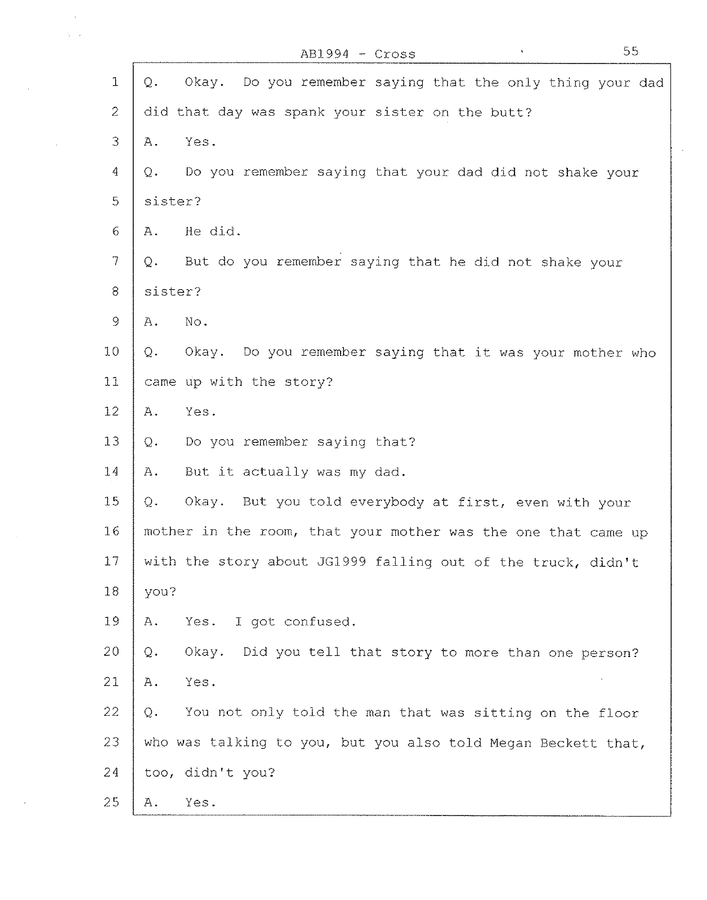Q. Okay. Do you remember saying that the only thing your dad did that day was spank your sister on the butt?

A. Yes.

Q. Do you remember saying that your dad did not shake your sister?

A. He did.

Q. But do you remember saying that he did not shake your sister?

A. No.

Q. Okay. Do you remember saying that it was your mother who came up with the story?

A. Yes.

Q. Do you remember saying that?

A. But it actually was my dad.

Q. Okay. But you told everybody at first, even with your mother in the room, that your mother was the one that came up with the story about JG1999 falling out of the truck, didn't you?

A. Yes. I got confused.

Q. Okay. Did you tell that story to more than one person?

A. Yes.

Q. You not only told the man that was sitting on the floor who was talking to you, but you also told Megan Beckett that, too, didn't you?

A. Yes.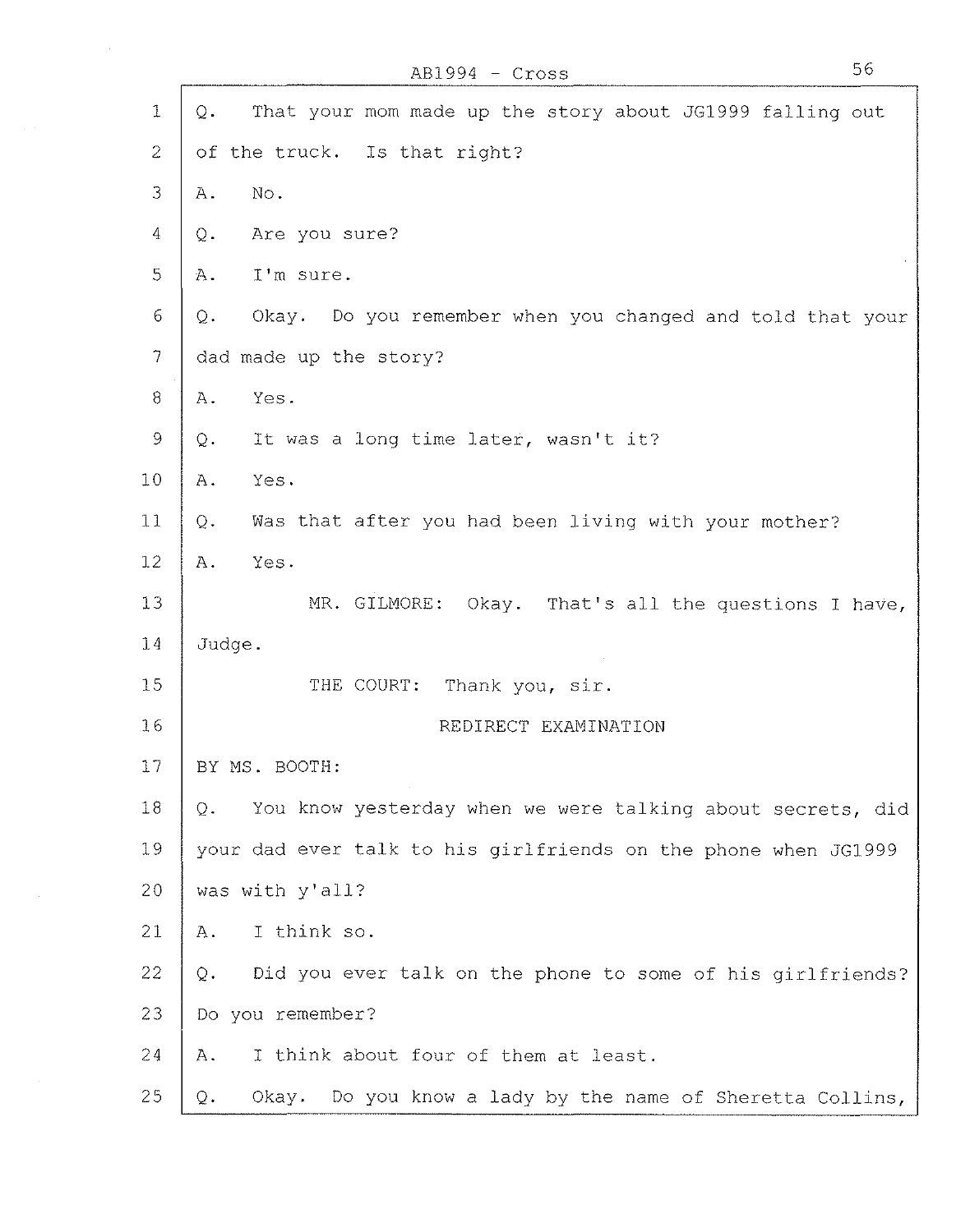Q. That your mom made up the story about JG1999 falling out of the truck. Is that right?

A. No.

Q. Are you sure?

A. I'm sure.

Q. Okay. Do you remember when you changed and told that your dad made up the story?

A. Yes.

Q. It was a long time later, wasn't it?

A. Yes.

Q. Was that after you had been living with your mother?

A. Yes.

MR. GILMORE: Okay. That's all the questions I have, Judge.

THE COURT: Thank you, sir.

## REDIRECT EXAMINATION

BY MS. BOOTH:

Q. You know yesterday when we were talking about secrets, did your dad ever talk to his girlfriends on the phone when JG1999 was with y'all?

A. I think so.

Q. Did you ever talk on the phone to some of his girlfriends? Do you remember?

A. I think about four of them at least.

Q. Okay. Do you know a lady by the name of Sheretta Collins,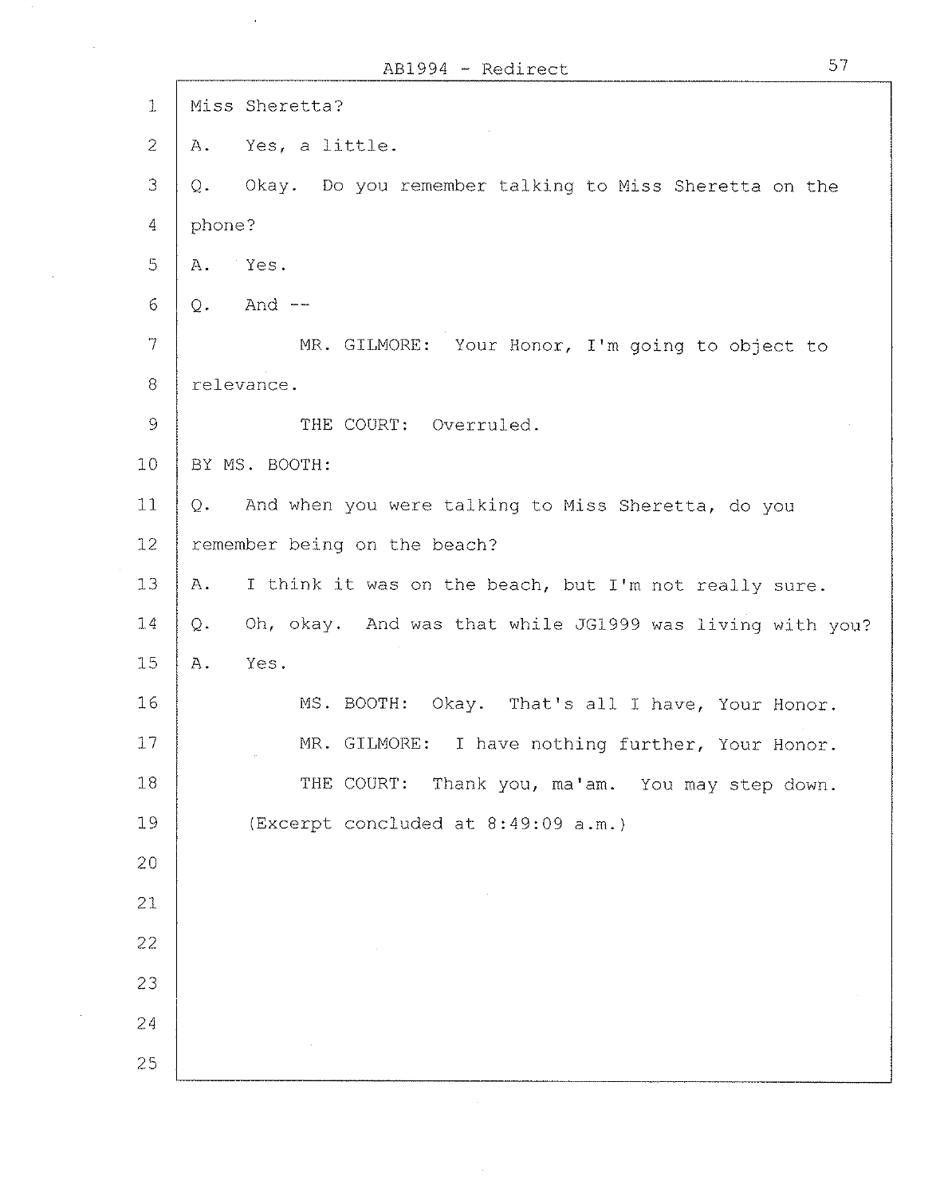Miss Sheretta?

A. Yes, a little.

Q. Okay. Do you remember talking to Miss Sheretta on the phone?

A. Yes.

Q. And --

MR. GILMORE: Your Honor, I'm going to object to relevance.

THE COURT: Overruled.

BY MS. BOOTH:

Q. And when you were talking to Miss Sheretta, do you remember being on the beach?

A. I think it was on the beach, but I'm not really sure.

Q. Oh, okay. And was that while JG1999 was living with you?

A. Yes.

MS. BOOTH: Okay. That's all I have, Your Honor.

MR. GILMORE: I have nothing further, Your Honor.

THE COURT: Thank you, ma'am. You may step down.

(Excerpt concluded at 8:49:09 a.m.)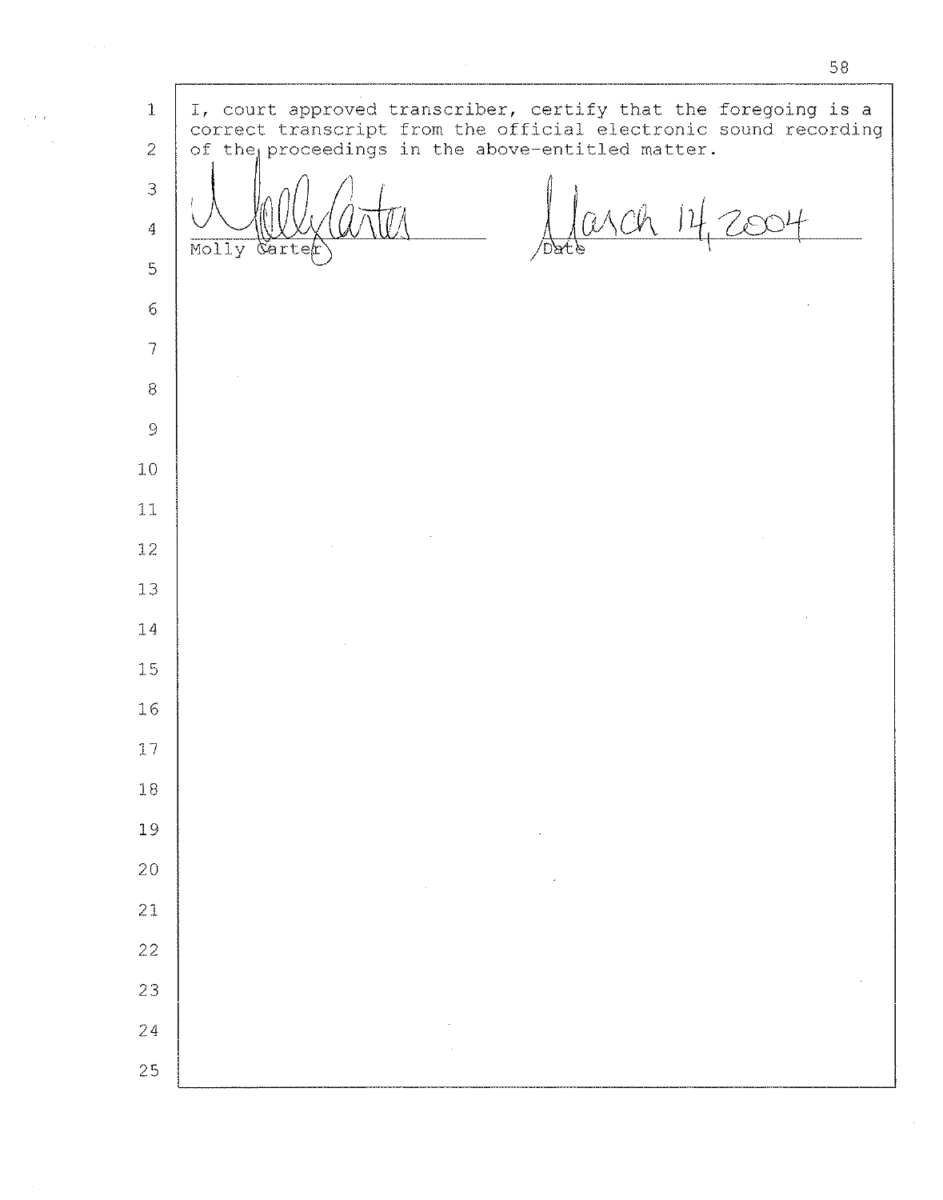I, court approved transcriber, certify that the foregoing is a correct transcript from the official electronic sound recording of the proceedings in the above-entitled matter.

Molly Carter — Molly Carter

March 14, 2004 — Date